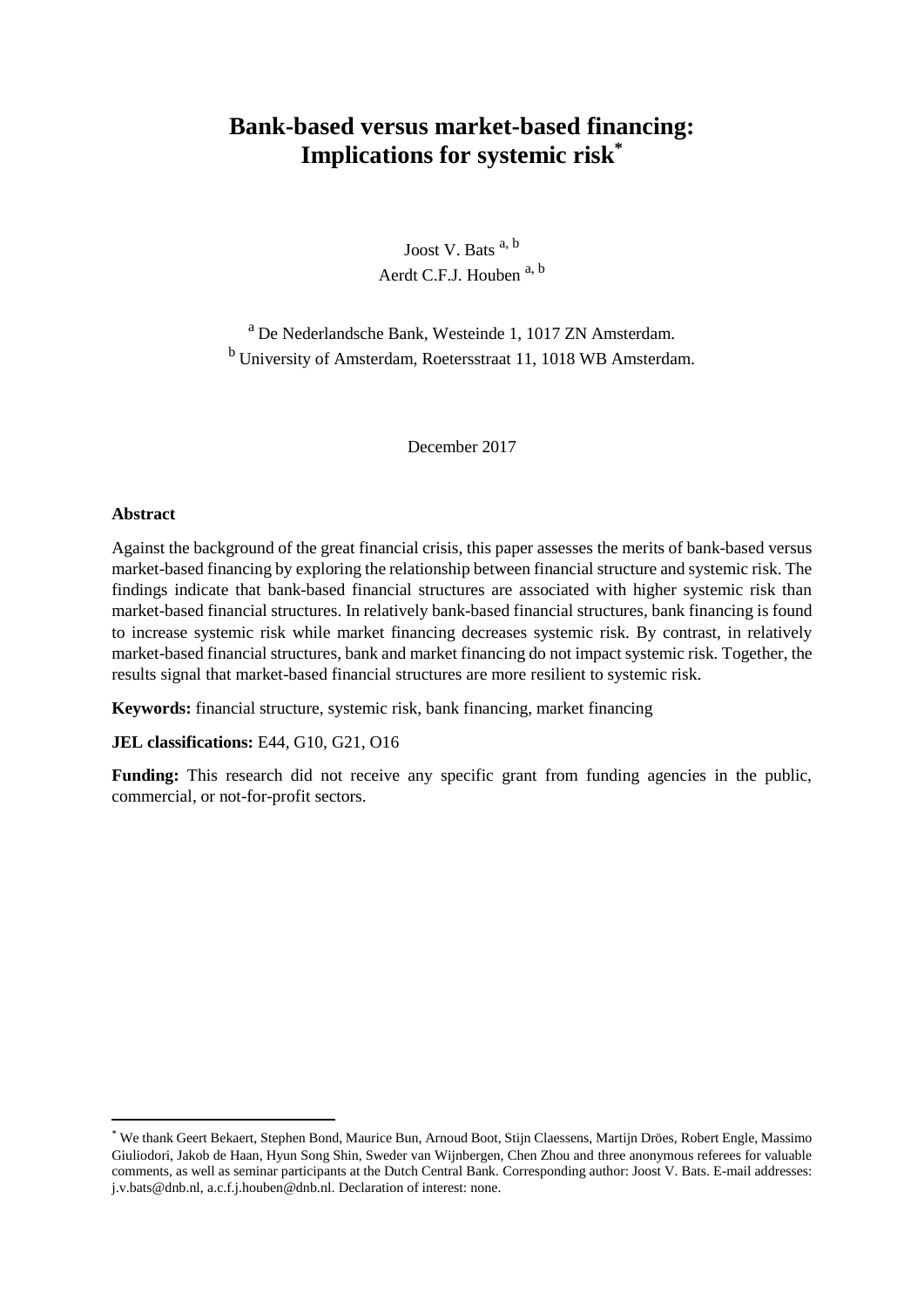# Bank-based versus market-based financing: Implications for systemic risk[*]

Joost V. Bats [a, b]
Aerdt C.F.J. Houben [a, b]

[a] De Nederlandsche Bank, Westeinde 1, 1017 ZN Amsterdam.
[b] University of Amsterdam, Roetersstraat 11, 1018 WB Amsterdam.

December 2017

**Abstract**

Against the background of the great financial crisis, this paper assesses the merits of bank-based versus market-based financing by exploring the relationship between financial structure and systemic risk. The findings indicate that bank-based financial structures are associated with higher systemic risk than market-based financial structures. In relatively bank-based financial structures, bank financing is found to increase systemic risk while market financing decreases systemic risk. By contrast, in relatively market-based financial structures, bank and market financing do not impact systemic risk. Together, the results signal that market-based financial structures are more resilient to systemic risk.

**Keywords:** financial structure, systemic risk, bank financing, market financing

**JEL classifications:** E44, G10, G21, O16

**Funding:** This research did not receive any specific grant from funding agencies in the public, commercial, or not-for-profit sectors.

---

[*] We thank Geert Bekaert, Stephen Bond, Maurice Bun, Arnoud Boot, Stijn Claessens, Martijn Dröes, Robert Engle, Massimo Giuliodori, Jakob de Haan, Hyun Song Shin, Sweder van Wijnbergen, Chen Zhou and three anonymous referees for valuable comments, as well as seminar participants at the Dutch Central Bank. Corresponding author: Joost V. Bats. E-mail addresses: j.v.bats@dnb.nl, a.c.f.j.houben@dnb.nl. Declaration of interest: none.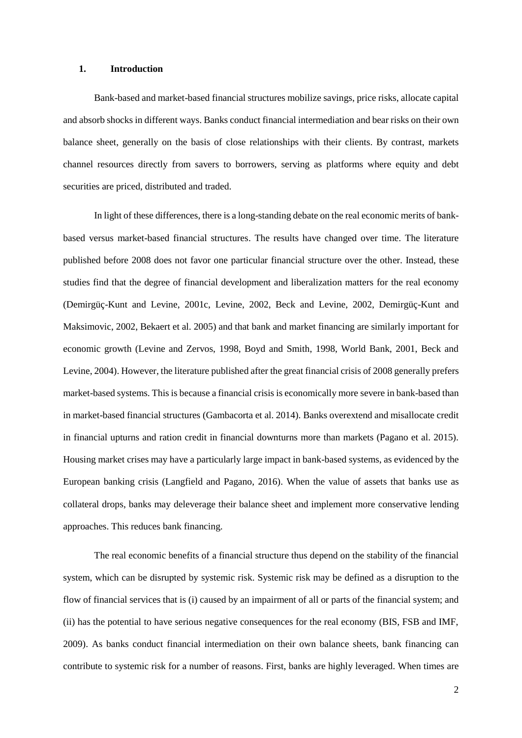## 1. Introduction

Bank-based and market-based financial structures mobilize savings, price risks, allocate capital and absorb shocks in different ways. Banks conduct financial intermediation and bear risks on their own balance sheet, generally on the basis of close relationships with their clients. By contrast, markets channel resources directly from savers to borrowers, serving as platforms where equity and debt securities are priced, distributed and traded.

In light of these differences, there is a long-standing debate on the real economic merits of bank-based versus market-based financial structures. The results have changed over time. The literature published before 2008 does not favor one particular financial structure over the other. Instead, these studies find that the degree of financial development and liberalization matters for the real economy (Demirgüç-Kunt and Levine, 2001c, Levine, 2002, Beck and Levine, 2002, Demirgüç-Kunt and Maksimovic, 2002, Bekaert et al. 2005) and that bank and market financing are similarly important for economic growth (Levine and Zervos, 1998, Boyd and Smith, 1998, World Bank, 2001, Beck and Levine, 2004). However, the literature published after the great financial crisis of 2008 generally prefers market-based systems. This is because a financial crisis is economically more severe in bank-based than in market-based financial structures (Gambacorta et al. 2014). Banks overextend and misallocate credit in financial upturns and ration credit in financial downturns more than markets (Pagano et al. 2015). Housing market crises may have a particularly large impact in bank-based systems, as evidenced by the European banking crisis (Langfield and Pagano, 2016). When the value of assets that banks use as collateral drops, banks may deleverage their balance sheet and implement more conservative lending approaches. This reduces bank financing.

The real economic benefits of a financial structure thus depend on the stability of the financial system, which can be disrupted by systemic risk. Systemic risk may be defined as a disruption to the flow of financial services that is (i) caused by an impairment of all or parts of the financial system; and (ii) has the potential to have serious negative consequences for the real economy (BIS, FSB and IMF, 2009). As banks conduct financial intermediation on their own balance sheets, bank financing can contribute to systemic risk for a number of reasons. First, banks are highly leveraged. When times are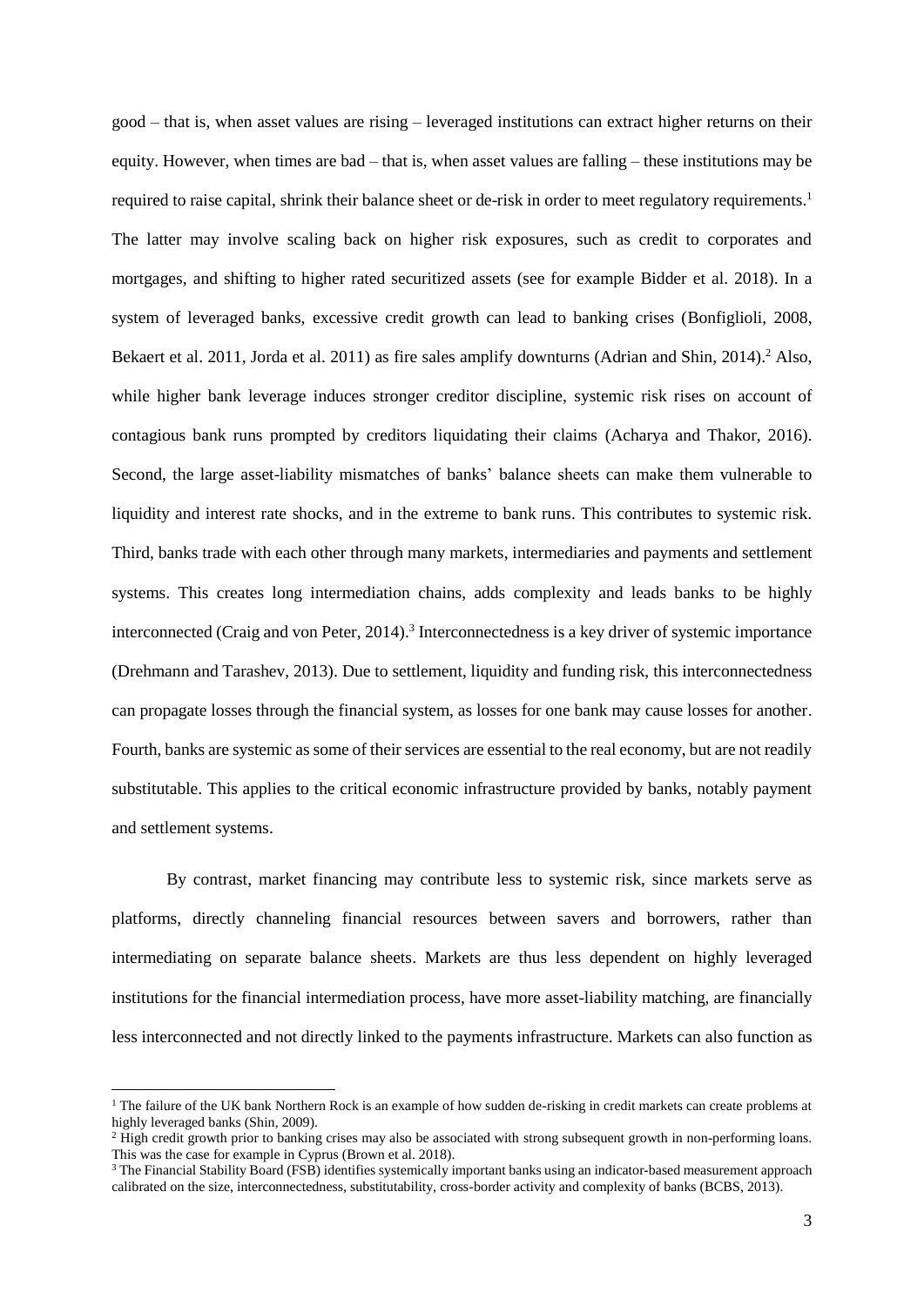good – that is, when asset values are rising – leveraged institutions can extract higher returns on their equity. However, when times are bad – that is, when asset values are falling – these institutions may be required to raise capital, shrink their balance sheet or de-risk in order to meet regulatory requirements.[1] The latter may involve scaling back on higher risk exposures, such as credit to corporates and mortgages, and shifting to higher rated securitized assets (see for example Bidder et al. 2018). In a system of leveraged banks, excessive credit growth can lead to banking crises (Bonfiglioli, 2008, Bekaert et al. 2011, Jorda et al. 2011) as fire sales amplify downturns (Adrian and Shin, 2014).[2] Also, while higher bank leverage induces stronger creditor discipline, systemic risk rises on account of contagious bank runs prompted by creditors liquidating their claims (Acharya and Thakor, 2016). Second, the large asset-liability mismatches of banks' balance sheets can make them vulnerable to liquidity and interest rate shocks, and in the extreme to bank runs. This contributes to systemic risk. Third, banks trade with each other through many markets, intermediaries and payments and settlement systems. This creates long intermediation chains, adds complexity and leads banks to be highly interconnected (Craig and von Peter, 2014).[3] Interconnectedness is a key driver of systemic importance (Drehmann and Tarashev, 2013). Due to settlement, liquidity and funding risk, this interconnectedness can propagate losses through the financial system, as losses for one bank may cause losses for another. Fourth, banks are systemic as some of their services are essential to the real economy, but are not readily substitutable. This applies to the critical economic infrastructure provided by banks, notably payment and settlement systems.

By contrast, market financing may contribute less to systemic risk, since markets serve as platforms, directly channeling financial resources between savers and borrowers, rather than intermediating on separate balance sheets. Markets are thus less dependent on highly leveraged institutions for the financial intermediation process, have more asset-liability matching, are financially less interconnected and not directly linked to the payments infrastructure. Markets can also function as

[1] The failure of the UK bank Northern Rock is an example of how sudden de-risking in credit markets can create problems at highly leveraged banks (Shin, 2009).

[2] High credit growth prior to banking crises may also be associated with strong subsequent growth in non-performing loans. This was the case for example in Cyprus (Brown et al. 2018).

[3] The Financial Stability Board (FSB) identifies systemically important banks using an indicator-based measurement approach calibrated on the size, interconnectedness, substitutability, cross-border activity and complexity of banks (BCBS, 2013).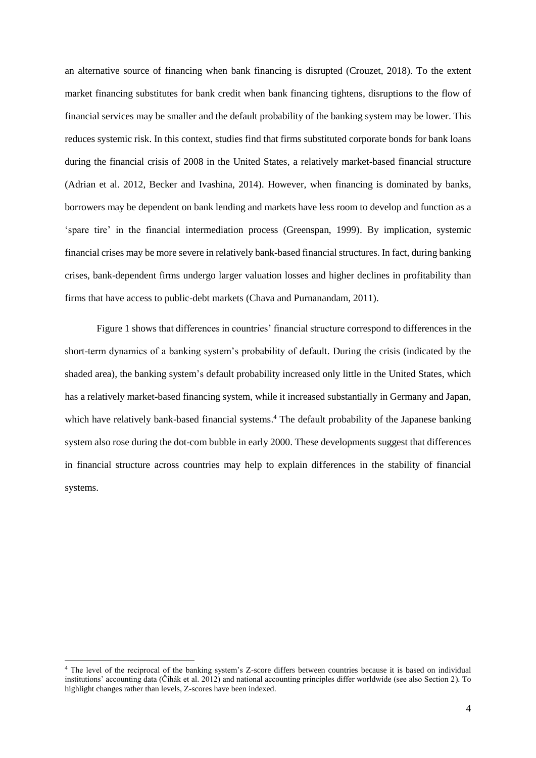an alternative source of financing when bank financing is disrupted (Crouzet, 2018). To the extent market financing substitutes for bank credit when bank financing tightens, disruptions to the flow of financial services may be smaller and the default probability of the banking system may be lower. This reduces systemic risk. In this context, studies find that firms substituted corporate bonds for bank loans during the financial crisis of 2008 in the United States, a relatively market-based financial structure (Adrian et al. 2012, Becker and Ivashina, 2014). However, when financing is dominated by banks, borrowers may be dependent on bank lending and markets have less room to develop and function as a 'spare tire' in the financial intermediation process (Greenspan, 1999). By implication, systemic financial crises may be more severe in relatively bank-based financial structures. In fact, during banking crises, bank-dependent firms undergo larger valuation losses and higher declines in profitability than firms that have access to public-debt markets (Chava and Purnanandam, 2011).

Figure 1 shows that differences in countries' financial structure correspond to differences in the short-term dynamics of a banking system's probability of default. During the crisis (indicated by the shaded area), the banking system's default probability increased only little in the United States, which has a relatively market-based financing system, while it increased substantially in Germany and Japan, which have relatively bank-based financial systems.[4] The default probability of the Japanese banking system also rose during the dot-com bubble in early 2000. These developments suggest that differences in financial structure across countries may help to explain differences in the stability of financial systems.

[4] The level of the reciprocal of the banking system's Z-score differs between countries because it is based on individual institutions' accounting data (Čihák et al. 2012) and national accounting principles differ worldwide (see also Section 2). To highlight changes rather than levels, Z-scores have been indexed.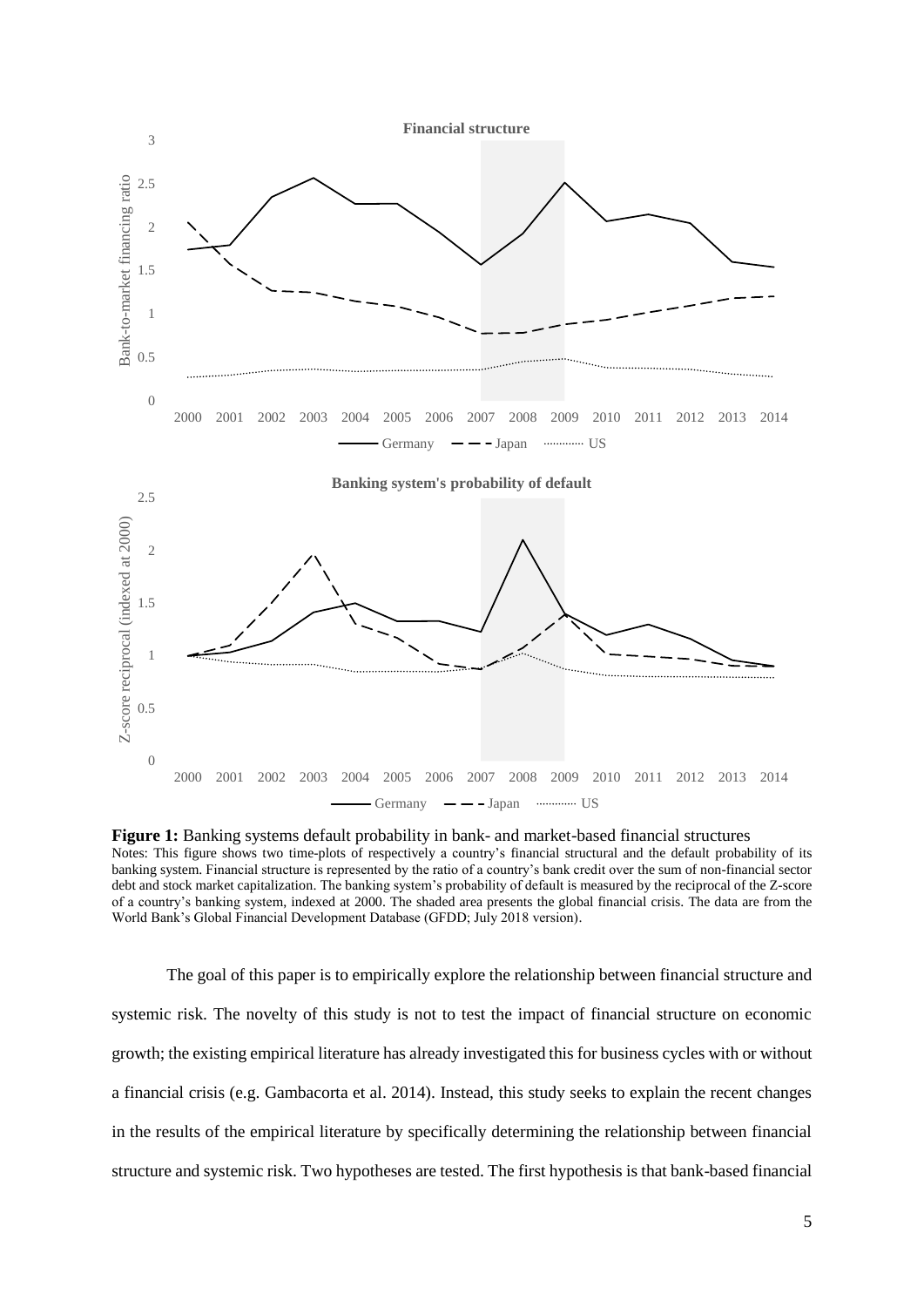**Figure 1:** Banking systems default probability in bank- and market-based financial structures

Notes: This figure shows two time-plots of respectively a country's financial structural and the default probability of its banking system. Financial structure is represented by the ratio of a country's bank credit over the sum of non-financial sector debt and stock market capitalization. The banking system's probability of default is measured by the reciprocal of the Z-score of a country's banking system, indexed at 2000. The shaded area presents the global financial crisis. The data are from the World Bank's Global Financial Development Database (GFDD; July 2018 version).

The goal of this paper is to empirically explore the relationship between financial structure and systemic risk. The novelty of this study is not to test the impact of financial structure on economic growth; the existing empirical literature has already investigated this for business cycles with or without a financial crisis (e.g. Gambacorta et al. 2014). Instead, this study seeks to explain the recent changes in the results of the empirical literature by specifically determining the relationship between financial structure and systemic risk. Two hypotheses are tested. The first hypothesis is that bank-based financial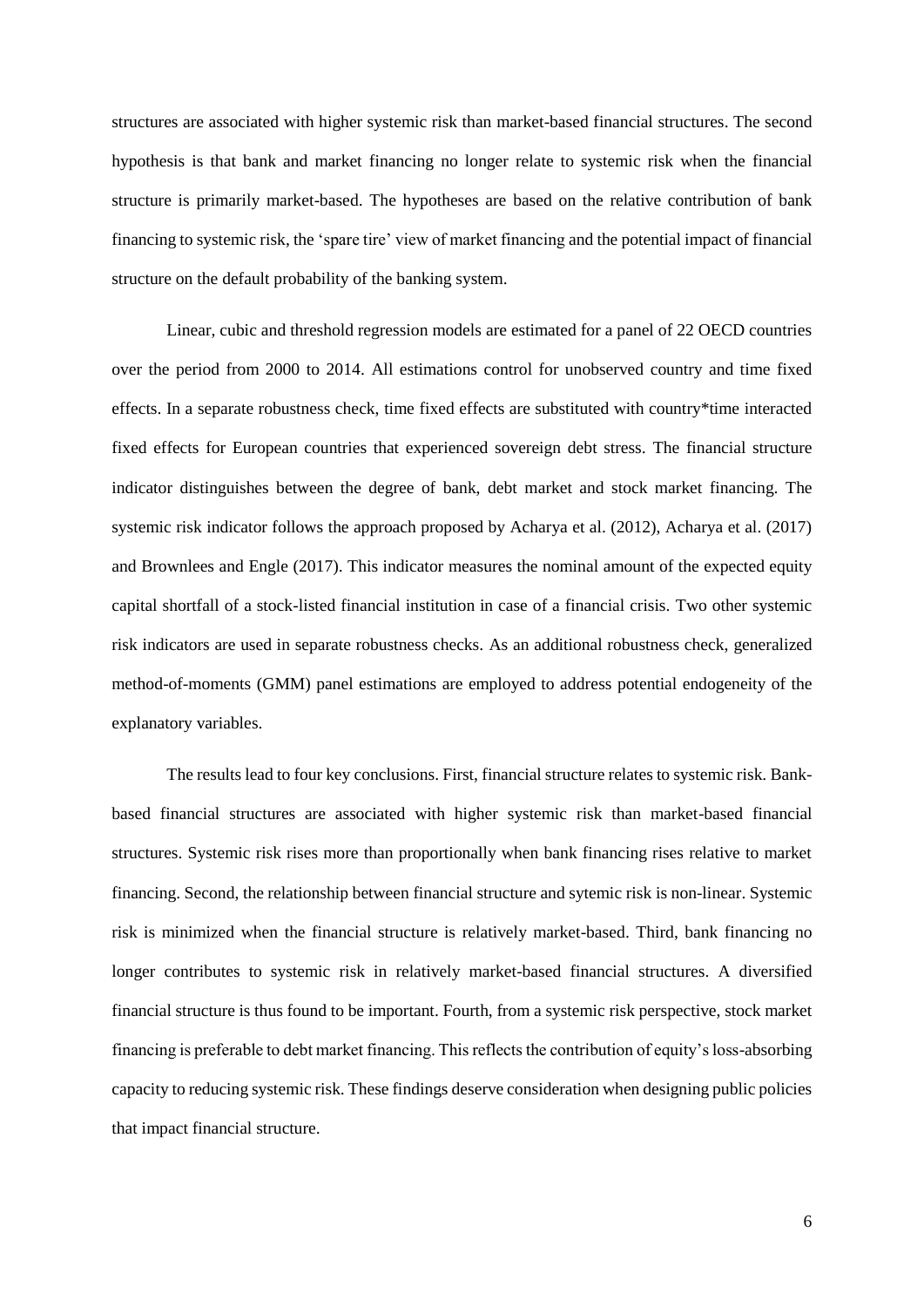structures are associated with higher systemic risk than market-based financial structures. The second hypothesis is that bank and market financing no longer relate to systemic risk when the financial structure is primarily market-based. The hypotheses are based on the relative contribution of bank financing to systemic risk, the 'spare tire' view of market financing and the potential impact of financial structure on the default probability of the banking system.

Linear, cubic and threshold regression models are estimated for a panel of 22 OECD countries over the period from 2000 to 2014. All estimations control for unobserved country and time fixed effects. In a separate robustness check, time fixed effects are substituted with country*time interacted fixed effects for European countries that experienced sovereign debt stress. The financial structure indicator distinguishes between the degree of bank, debt market and stock market financing. The systemic risk indicator follows the approach proposed by Acharya et al. (2012), Acharya et al. (2017) and Brownlees and Engle (2017). This indicator measures the nominal amount of the expected equity capital shortfall of a stock-listed financial institution in case of a financial crisis. Two other systemic risk indicators are used in separate robustness checks. As an additional robustness check, generalized method-of-moments (GMM) panel estimations are employed to address potential endogeneity of the explanatory variables.

The results lead to four key conclusions. First, financial structure relates to systemic risk. Bank-based financial structures are associated with higher systemic risk than market-based financial structures. Systemic risk rises more than proportionally when bank financing rises relative to market financing. Second, the relationship between financial structure and sytemic risk is non-linear. Systemic risk is minimized when the financial structure is relatively market-based. Third, bank financing no longer contributes to systemic risk in relatively market-based financial structures. A diversified financial structure is thus found to be important. Fourth, from a systemic risk perspective, stock market financing is preferable to debt market financing. This reflects the contribution of equity's loss-absorbing capacity to reducing systemic risk. These findings deserve consideration when designing public policies that impact financial structure.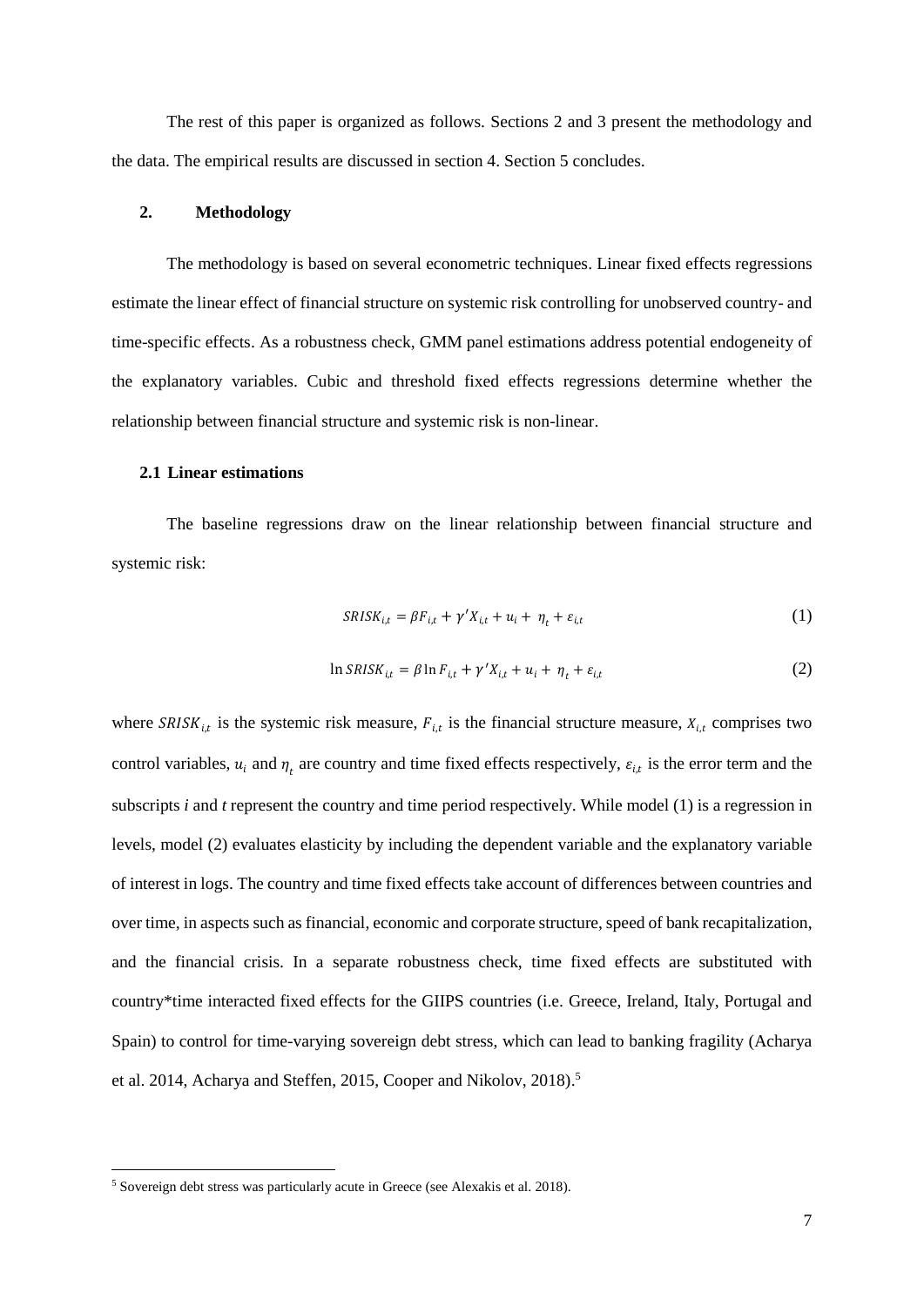The rest of this paper is organized as follows. Sections 2 and 3 present the methodology and the data. The empirical results are discussed in section 4. Section 5 concludes.

## 2. Methodology

The methodology is based on several econometric techniques. Linear fixed effects regressions estimate the linear effect of financial structure on systemic risk controlling for unobserved country- and time-specific effects. As a robustness check, GMM panel estimations address potential endogeneity of the explanatory variables. Cubic and threshold fixed effects regressions determine whether the relationship between financial structure and systemic risk is non-linear.

### 2.1 Linear estimations

The baseline regressions draw on the linear relationship between financial structure and systemic risk:

$$SRISK_{i,t} = \beta F_{i,t} + \gamma' X_{i,t} + u_i + \eta_t + \varepsilon_{i,t} \tag{1}$$

$$\ln SRISK_{i,t} = \beta \ln F_{i,t} + \gamma' X_{i,t} + u_i + \eta_t + \varepsilon_{i,t} \tag{2}$$

where $SRISK_{i,t}$ is the systemic risk measure, $F_{i,t}$ is the financial structure measure, $X_{i,t}$ comprises two control variables, $u_i$ and $\eta_t$ are country and time fixed effects respectively, $\varepsilon_{i,t}$ is the error term and the subscripts *i* and *t* represent the country and time period respectively. While model (1) is a regression in levels, model (2) evaluates elasticity by including the dependent variable and the explanatory variable of interest in logs. The country and time fixed effects take account of differences between countries and over time, in aspects such as financial, economic and corporate structure, speed of bank recapitalization, and the financial crisis. In a separate robustness check, time fixed effects are substituted with country*time interacted fixed effects for the GIIPS countries (i.e. Greece, Ireland, Italy, Portugal and Spain) to control for time-varying sovereign debt stress, which can lead to banking fragility (Acharya et al. 2014, Acharya and Steffen, 2015, Cooper and Nikolov, 2018).[5]

[5] Sovereign debt stress was particularly acute in Greece (see Alexakis et al. 2018).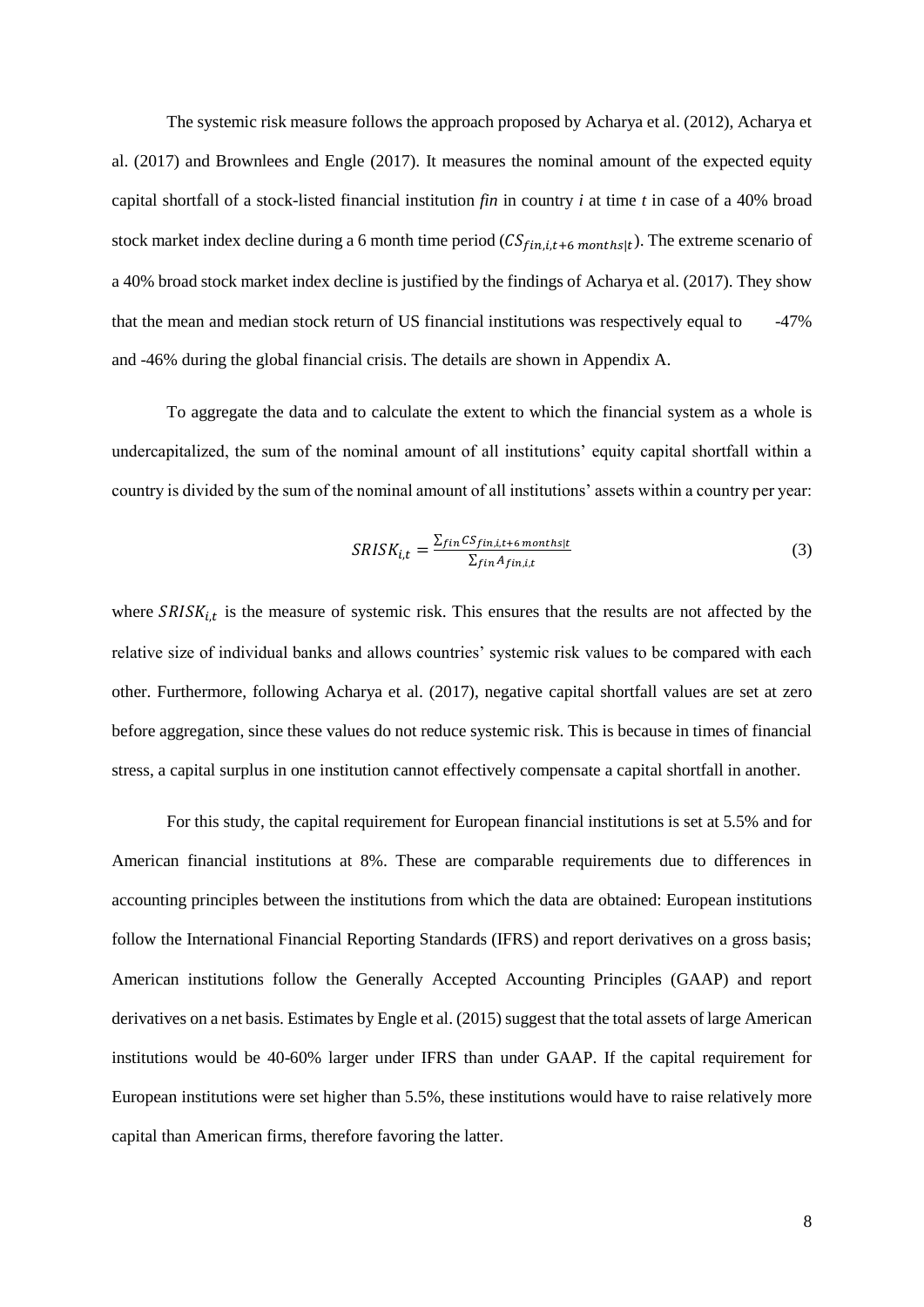The systemic risk measure follows the approach proposed by Acharya et al. (2012), Acharya et al. (2017) and Brownlees and Engle (2017). It measures the nominal amount of the expected equity capital shortfall of a stock-listed financial institution *fin* in country *i* at time *t* in case of a 40% broad stock market index decline during a 6 month time period ($CS_{fin,i,t+6\ months|t}$). The extreme scenario of a 40% broad stock market index decline is justified by the findings of Acharya et al. (2017). They show that the mean and median stock return of US financial institutions was respectively equal to -47% and -46% during the global financial crisis. The details are shown in Appendix A.

To aggregate the data and to calculate the extent to which the financial system as a whole is undercapitalized, the sum of the nominal amount of all institutions' equity capital shortfall within a country is divided by the sum of the nominal amount of all institutions' assets within a country per year:

$$SRISK_{i,t} = \frac{\sum_{fin} CS_{fin,i,t+6\ months|t}}{\sum_{fin} A_{fin,i,t}} \tag{3}$$

where $SRISK_{i,t}$ is the measure of systemic risk. This ensures that the results are not affected by the relative size of individual banks and allows countries' systemic risk values to be compared with each other. Furthermore, following Acharya et al. (2017), negative capital shortfall values are set at zero before aggregation, since these values do not reduce systemic risk. This is because in times of financial stress, a capital surplus in one institution cannot effectively compensate a capital shortfall in another.

For this study, the capital requirement for European financial institutions is set at 5.5% and for American financial institutions at 8%. These are comparable requirements due to differences in accounting principles between the institutions from which the data are obtained: European institutions follow the International Financial Reporting Standards (IFRS) and report derivatives on a gross basis; American institutions follow the Generally Accepted Accounting Principles (GAAP) and report derivatives on a net basis. Estimates by Engle et al. (2015) suggest that the total assets of large American institutions would be 40-60% larger under IFRS than under GAAP. If the capital requirement for European institutions were set higher than 5.5%, these institutions would have to raise relatively more capital than American firms, therefore favoring the latter.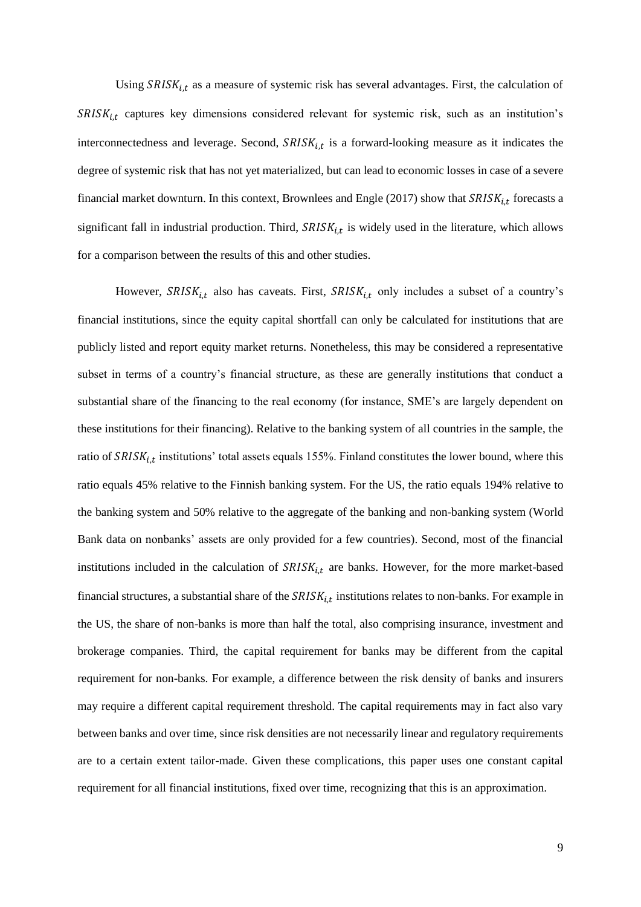Using $SRISK_{i,t}$ as a measure of systemic risk has several advantages. First, the calculation of $SRISK_{i,t}$ captures key dimensions considered relevant for systemic risk, such as an institution's interconnectedness and leverage. Second, $SRISK_{i,t}$ is a forward-looking measure as it indicates the degree of systemic risk that has not yet materialized, but can lead to economic losses in case of a severe financial market downturn. In this context, Brownlees and Engle (2017) show that $SRISK_{i,t}$ forecasts a significant fall in industrial production. Third, $SRISK_{i,t}$ is widely used in the literature, which allows for a comparison between the results of this and other studies.

However, $SRISK_{i,t}$ also has caveats. First, $SRISK_{i,t}$ only includes a subset of a country's financial institutions, since the equity capital shortfall can only be calculated for institutions that are publicly listed and report equity market returns. Nonetheless, this may be considered a representative subset in terms of a country's financial structure, as these are generally institutions that conduct a substantial share of the financing to the real economy (for instance, SME's are largely dependent on these institutions for their financing). Relative to the banking system of all countries in the sample, the ratio of $SRISK_{i,t}$ institutions' total assets equals 155%. Finland constitutes the lower bound, where this ratio equals 45% relative to the Finnish banking system. For the US, the ratio equals 194% relative to the banking system and 50% relative to the aggregate of the banking and non-banking system (World Bank data on nonbanks' assets are only provided for a few countries). Second, most of the financial institutions included in the calculation of $SRISK_{i,t}$ are banks. However, for the more market-based financial structures, a substantial share of the $SRISK_{i,t}$ institutions relates to non-banks. For example in the US, the share of non-banks is more than half the total, also comprising insurance, investment and brokerage companies. Third, the capital requirement for banks may be different from the capital requirement for non-banks. For example, a difference between the risk density of banks and insurers may require a different capital requirement threshold. The capital requirements may in fact also vary between banks and over time, since risk densities are not necessarily linear and regulatory requirements are to a certain extent tailor-made. Given these complications, this paper uses one constant capital requirement for all financial institutions, fixed over time, recognizing that this is an approximation.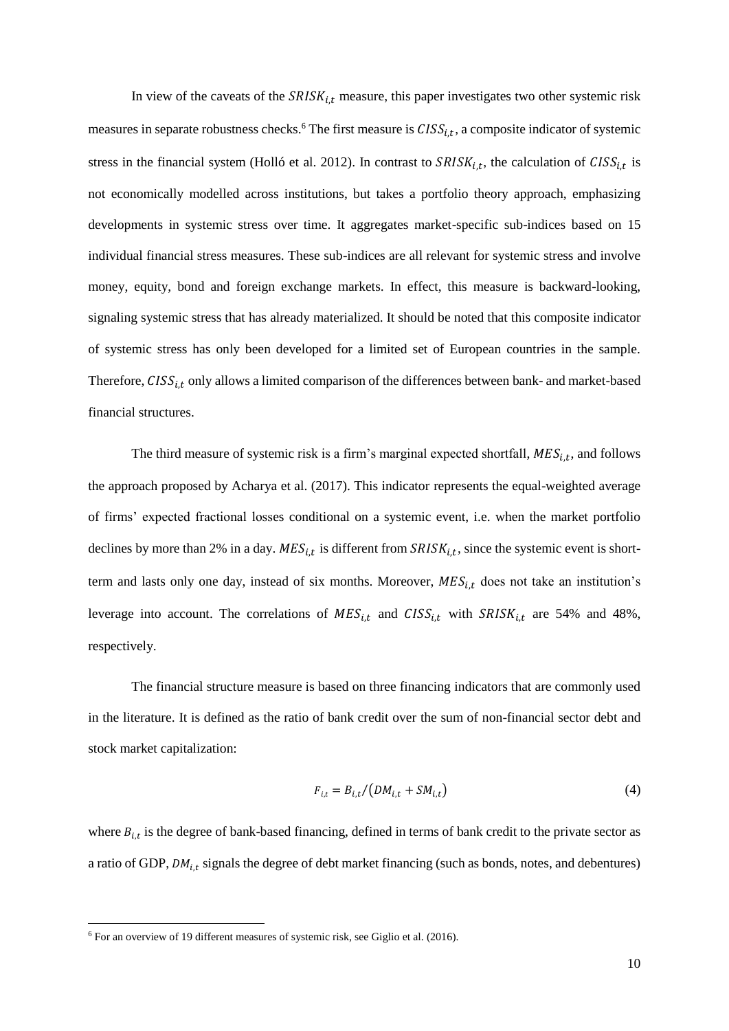In view of the caveats of the $SRISK_{i,t}$ measure, this paper investigates two other systemic risk measures in separate robustness checks.[6] The first measure is $CISS_{i,t}$, a composite indicator of systemic stress in the financial system (Holló et al. 2012). In contrast to $SRISK_{i,t}$, the calculation of $CISS_{i,t}$ is not economically modelled across institutions, but takes a portfolio theory approach, emphasizing developments in systemic stress over time. It aggregates market-specific sub-indices based on 15 individual financial stress measures. These sub-indices are all relevant for systemic stress and involve money, equity, bond and foreign exchange markets. In effect, this measure is backward-looking, signaling systemic stress that has already materialized. It should be noted that this composite indicator of systemic stress has only been developed for a limited set of European countries in the sample. Therefore, $CISS_{i,t}$ only allows a limited comparison of the differences between bank- and market-based financial structures.

The third measure of systemic risk is a firm's marginal expected shortfall, $MES_{i,t}$, and follows the approach proposed by Acharya et al. (2017). This indicator represents the equal-weighted average of firms' expected fractional losses conditional on a systemic event, i.e. when the market portfolio declines by more than 2% in a day. $MES_{i,t}$ is different from $SRISK_{i,t}$, since the systemic event is short-term and lasts only one day, instead of six months. Moreover, $MES_{i,t}$ does not take an institution's leverage into account. The correlations of $MES_{i,t}$ and $CISS_{i,t}$ with $SRISK_{i,t}$ are 54% and 48%, respectively.

The financial structure measure is based on three financing indicators that are commonly used in the literature. It is defined as the ratio of bank credit over the sum of non-financial sector debt and stock market capitalization:

$$F_{i,t} = B_{i,t}/\left(DM_{i,t} + SM_{i,t}\right) \tag{4}$$

where $B_{i,t}$ is the degree of bank-based financing, defined in terms of bank credit to the private sector as a ratio of GDP, $DM_{i,t}$ signals the degree of debt market financing (such as bonds, notes, and debentures)

---

[6] For an overview of 19 different measures of systemic risk, see Giglio et al. (2016).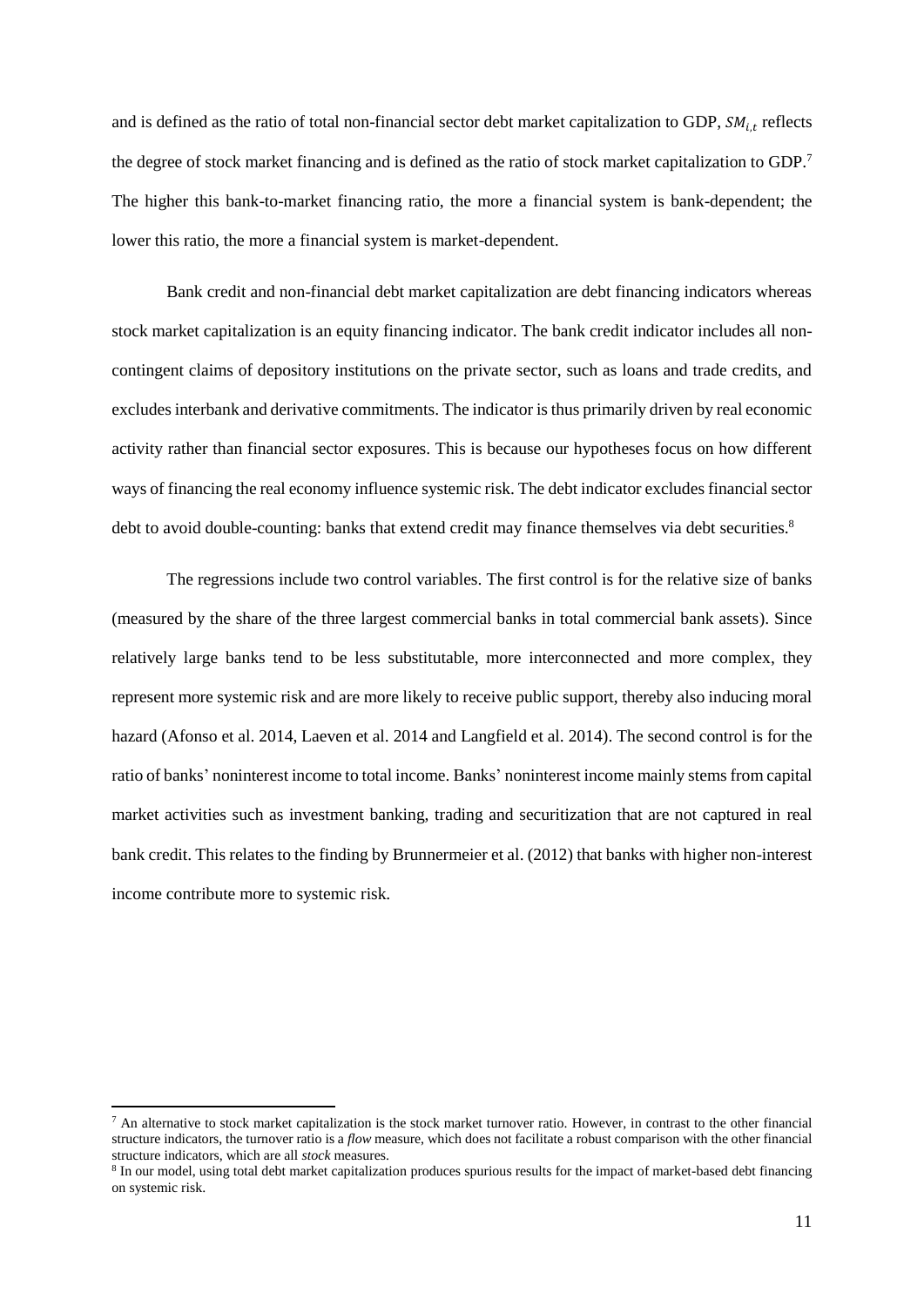and is defined as the ratio of total non-financial sector debt market capitalization to GDP, $SM_{i,t}$ reflects the degree of stock market financing and is defined as the ratio of stock market capitalization to GDP.[7] The higher this bank-to-market financing ratio, the more a financial system is bank-dependent; the lower this ratio, the more a financial system is market-dependent.

Bank credit and non-financial debt market capitalization are debt financing indicators whereas stock market capitalization is an equity financing indicator. The bank credit indicator includes all non-contingent claims of depository institutions on the private sector, such as loans and trade credits, and excludes interbank and derivative commitments. The indicator is thus primarily driven by real economic activity rather than financial sector exposures. This is because our hypotheses focus on how different ways of financing the real economy influence systemic risk. The debt indicator excludes financial sector debt to avoid double-counting: banks that extend credit may finance themselves via debt securities.[8]

The regressions include two control variables. The first control is for the relative size of banks (measured by the share of the three largest commercial banks in total commercial bank assets). Since relatively large banks tend to be less substitutable, more interconnected and more complex, they represent more systemic risk and are more likely to receive public support, thereby also inducing moral hazard (Afonso et al. 2014, Laeven et al. 2014 and Langfield et al. 2014). The second control is for the ratio of banks' noninterest income to total income. Banks' noninterest income mainly stems from capital market activities such as investment banking, trading and securitization that are not captured in real bank credit. This relates to the finding by Brunnermeier et al. (2012) that banks with higher non-interest income contribute more to systemic risk.

---

[7] An alternative to stock market capitalization is the stock market turnover ratio. However, in contrast to the other financial structure indicators, the turnover ratio is a *flow* measure, which does not facilitate a robust comparison with the other financial structure indicators, which are all *stock* measures.

[8] In our model, using total debt market capitalization produces spurious results for the impact of market-based debt financing on systemic risk.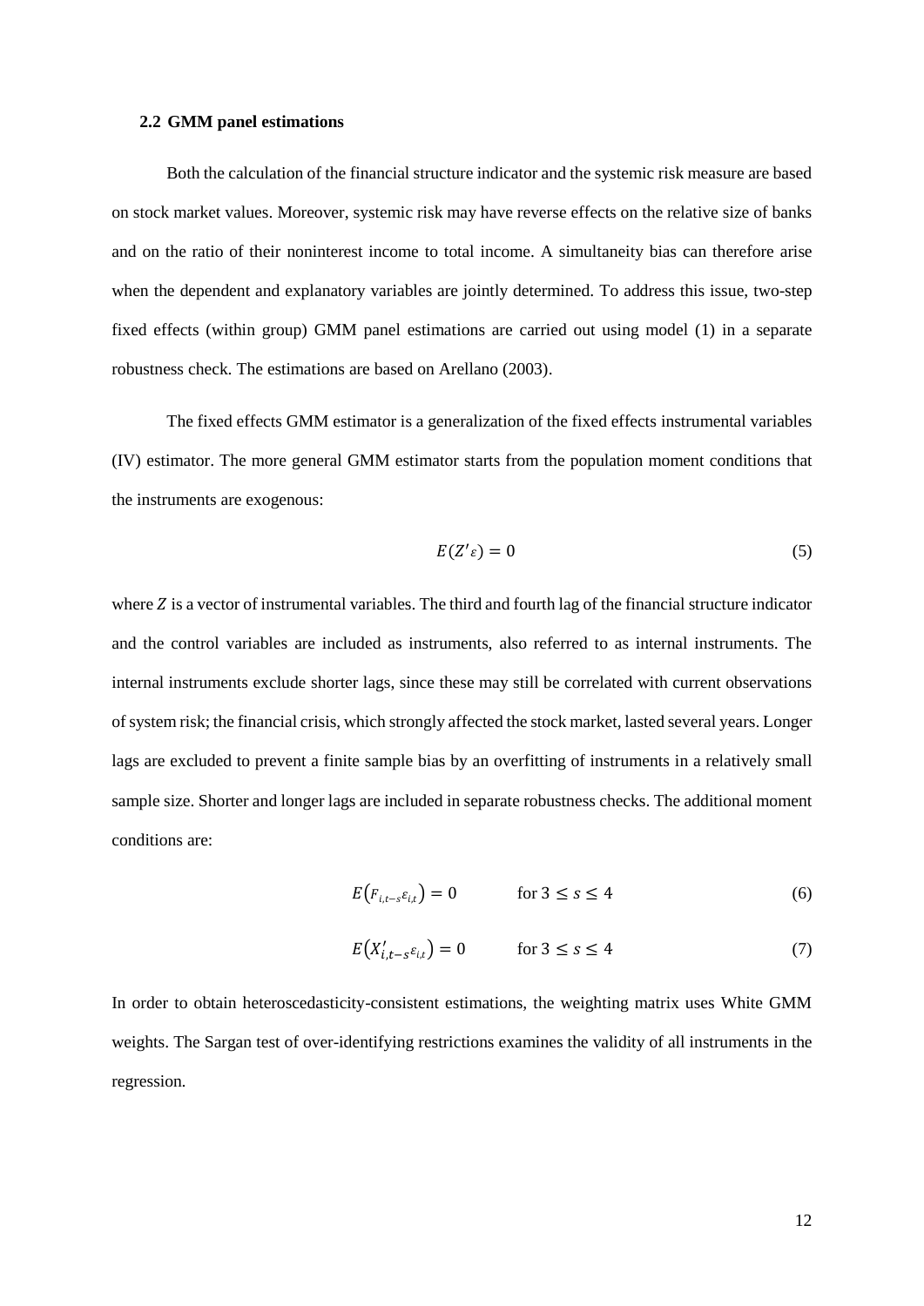### 2.2 GMM panel estimations

Both the calculation of the financial structure indicator and the systemic risk measure are based on stock market values. Moreover, systemic risk may have reverse effects on the relative size of banks and on the ratio of their noninterest income to total income. A simultaneity bias can therefore arise when the dependent and explanatory variables are jointly determined. To address this issue, two-step fixed effects (within group) GMM panel estimations are carried out using model (1) in a separate robustness check. The estimations are based on Arellano (2003).

The fixed effects GMM estimator is a generalization of the fixed effects instrumental variables (IV) estimator. The more general GMM estimator starts from the population moment conditions that the instruments are exogenous:

$$E(Z'\varepsilon) = 0 \tag{5}$$

where $Z$ is a vector of instrumental variables. The third and fourth lag of the financial structure indicator and the control variables are included as instruments, also referred to as internal instruments. The internal instruments exclude shorter lags, since these may still be correlated with current observations of system risk; the financial crisis, which strongly affected the stock market, lasted several years. Longer lags are excluded to prevent a finite sample bias by an overfitting of instruments in a relatively small sample size. Shorter and longer lags are included in separate robustness checks. The additional moment conditions are:

$$E\left(F_{i,t-s}\varepsilon_{i,t}\right) = 0 \qquad \text{for } 3 \leq s \leq 4 \tag{6}$$

$$E\left(X'_{i,t-s}\varepsilon_{i,t}\right) = 0 \qquad \text{for } 3 \leq s \leq 4 \tag{7}$$

In order to obtain heteroscedasticity-consistent estimations, the weighting matrix uses White GMM weights. The Sargan test of over-identifying restrictions examines the validity of all instruments in the regression.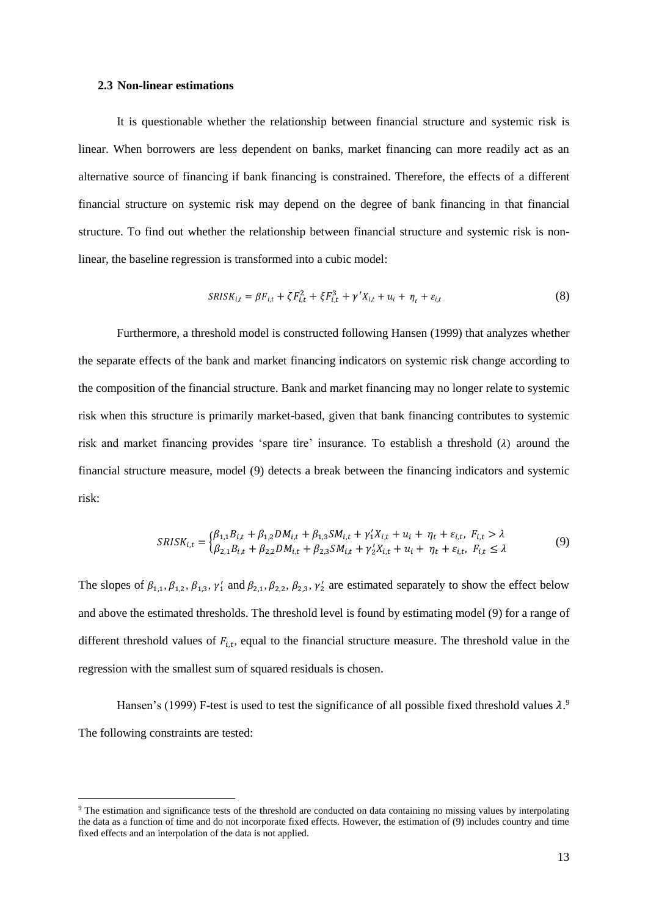### 2.3 Non-linear estimations

It is questionable whether the relationship between financial structure and systemic risk is linear. When borrowers are less dependent on banks, market financing can more readily act as an alternative source of financing if bank financing is constrained. Therefore, the effects of a different financial structure on systemic risk may depend on the degree of bank financing in that financial structure. To find out whether the relationship between financial structure and systemic risk is non-linear, the baseline regression is transformed into a cubic model:

$$SRISK_{i,t} = \beta F_{i,t} + \zeta F_{i,t}^2 + \xi F_{i,t}^3 + \gamma' X_{i,t} + u_i + \eta_t + \varepsilon_{i,t} \tag{8}$$

Furthermore, a threshold model is constructed following Hansen (1999) that analyzes whether the separate effects of the bank and market financing indicators on systemic risk change according to the composition of the financial structure. Bank and market financing may no longer relate to systemic risk when this structure is primarily market-based, given that bank financing contributes to systemic risk and market financing provides 'spare tire' insurance. To establish a threshold ($\lambda$) around the financial structure measure, model (9) detects a break between the financing indicators and systemic risk:

$$SRISK_{i,t} = \begin{cases} \beta_{1,1} B_{i,t} + \beta_{1,2} DM_{i,t} + \beta_{1,3} SM_{i,t} + \gamma_1' X_{i,t} + u_i + \eta_t + \varepsilon_{i,t}, \; F_{i,t} > \lambda \\ \beta_{2,1} B_{i,t} + \beta_{2,2} DM_{i,t} + \beta_{2,3} SM_{i,t} + \gamma_2' X_{i,t} + u_i + \eta_t + \varepsilon_{i,t}, \; F_{i,t} \leq \lambda \end{cases} \tag{9}$$

The slopes of $\beta_{1,1}, \beta_{1,2}, \beta_{1,3}, \gamma_1'$ and $\beta_{2,1}, \beta_{2,2}, \beta_{2,3}, \gamma_2'$ are estimated separately to show the effect below and above the estimated thresholds. The threshold level is found by estimating model (9) for a range of different threshold values of $F_{i,t}$, equal to the financial structure measure. The threshold value in the regression with the smallest sum of squared residuals is chosen.

Hansen's (1999) F-test is used to test the significance of all possible fixed threshold values $\lambda$.[9] The following constraints are tested:

[9] The estimation and significance tests of the threshold are conducted on data containing no missing values by interpolating the data as a function of time and do not incorporate fixed effects. However, the estimation of (9) includes country and time fixed effects and an interpolation of the data is not applied.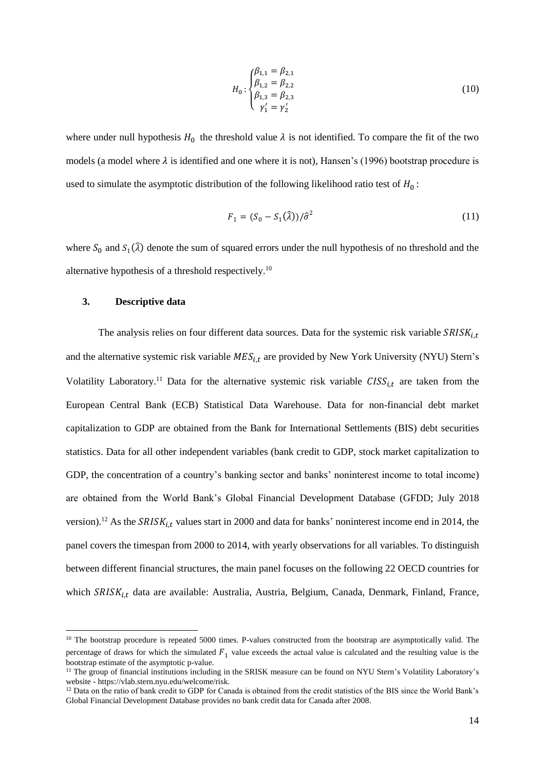$$H_0: \begin{cases} \beta_{1,1} = \beta_{2,1} \\ \beta_{1,2} = \beta_{2,2} \\ \beta_{1,3} = \beta_{2,3} \\ \gamma_1' = \gamma_2' \end{cases} \tag{10}$$

where under null hypothesis $H_0$ the threshold value $\lambda$ is not identified. To compare the fit of the two models (a model where $\lambda$ is identified and one where it is not), Hansen's (1996) bootstrap procedure is used to simulate the asymptotic distribution of the following likelihood ratio test of $H_0$:

$$F_1 = (S_0 - S_1(\hat{\lambda}))/\hat{\sigma}^2 \tag{11}$$

where $S_0$ and $S_1(\hat{\lambda})$ denote the sum of squared errors under the null hypothesis of no threshold and the alternative hypothesis of a threshold respectively.[10]

### 3. Descriptive data

The analysis relies on four different data sources. Data for the systemic risk variable $SRISK_{i,t}$ and the alternative systemic risk variable $MES_{i,t}$ are provided by New York University (NYU) Stern's Volatility Laboratory.[11] Data for the alternative systemic risk variable $CISS_{i,t}$ are taken from the European Central Bank (ECB) Statistical Data Warehouse. Data for non-financial debt market capitalization to GDP are obtained from the Bank for International Settlements (BIS) debt securities statistics. Data for all other independent variables (bank credit to GDP, stock market capitalization to GDP, the concentration of a country's banking sector and banks' noninterest income to total income) are obtained from the World Bank's Global Financial Development Database (GFDD; July 2018 version).[12] As the $SRISK_{i,t}$ values start in 2000 and data for banks' noninterest income end in 2014, the panel covers the timespan from 2000 to 2014, with yearly observations for all variables. To distinguish between different financial structures, the main panel focuses on the following 22 OECD countries for which $SRISK_{i,t}$ data are available: Australia, Austria, Belgium, Canada, Denmark, Finland, France,

---

[10] The bootstrap procedure is repeated 5000 times. P-values constructed from the bootstrap are asymptotically valid. The percentage of draws for which the simulated $F_1$ value exceeds the actual value is calculated and the resulting value is the bootstrap estimate of the asymptotic p-value.

[11] The group of financial institutions including in the SRISK measure can be found on NYU Stern's Volatility Laboratory's website - https://vlab.stern.nyu.edu/welcome/risk.

[12] Data on the ratio of bank credit to GDP for Canada is obtained from the credit statistics of the BIS since the World Bank's Global Financial Development Database provides no bank credit data for Canada after 2008.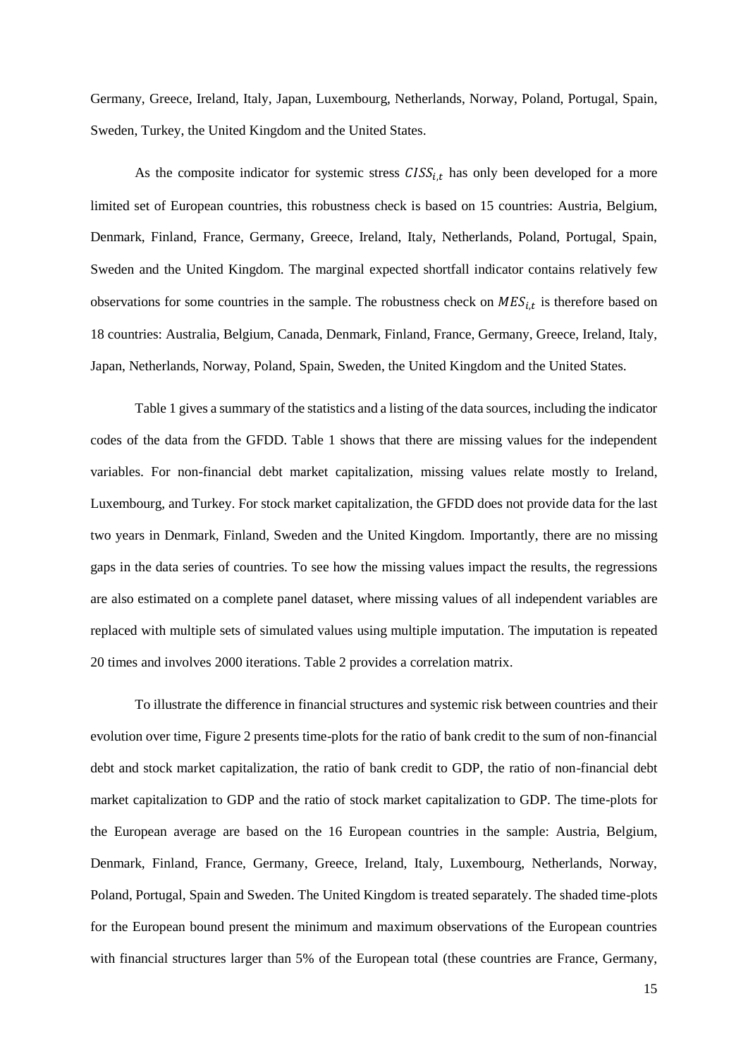Germany, Greece, Ireland, Italy, Japan, Luxembourg, Netherlands, Norway, Poland, Portugal, Spain, Sweden, Turkey, the United Kingdom and the United States.

As the composite indicator for systemic stress $CISS_{i,t}$ has only been developed for a more limited set of European countries, this robustness check is based on 15 countries: Austria, Belgium, Denmark, Finland, France, Germany, Greece, Ireland, Italy, Netherlands, Poland, Portugal, Spain, Sweden and the United Kingdom. The marginal expected shortfall indicator contains relatively few observations for some countries in the sample. The robustness check on $MES_{i,t}$ is therefore based on 18 countries: Australia, Belgium, Canada, Denmark, Finland, France, Germany, Greece, Ireland, Italy, Japan, Netherlands, Norway, Poland, Spain, Sweden, the United Kingdom and the United States.

Table 1 gives a summary of the statistics and a listing of the data sources, including the indicator codes of the data from the GFDD. Table 1 shows that there are missing values for the independent variables. For non-financial debt market capitalization, missing values relate mostly to Ireland, Luxembourg, and Turkey. For stock market capitalization, the GFDD does not provide data for the last two years in Denmark, Finland, Sweden and the United Kingdom. Importantly, there are no missing gaps in the data series of countries. To see how the missing values impact the results, the regressions are also estimated on a complete panel dataset, where missing values of all independent variables are replaced with multiple sets of simulated values using multiple imputation. The imputation is repeated 20 times and involves 2000 iterations. Table 2 provides a correlation matrix.

To illustrate the difference in financial structures and systemic risk between countries and their evolution over time, Figure 2 presents time-plots for the ratio of bank credit to the sum of non-financial debt and stock market capitalization, the ratio of bank credit to GDP, the ratio of non-financial debt market capitalization to GDP and the ratio of stock market capitalization to GDP. The time-plots for the European average are based on the 16 European countries in the sample: Austria, Belgium, Denmark, Finland, France, Germany, Greece, Ireland, Italy, Luxembourg, Netherlands, Norway, Poland, Portugal, Spain and Sweden. The United Kingdom is treated separately. The shaded time-plots for the European bound present the minimum and maximum observations of the European countries with financial structures larger than 5% of the European total (these countries are France, Germany,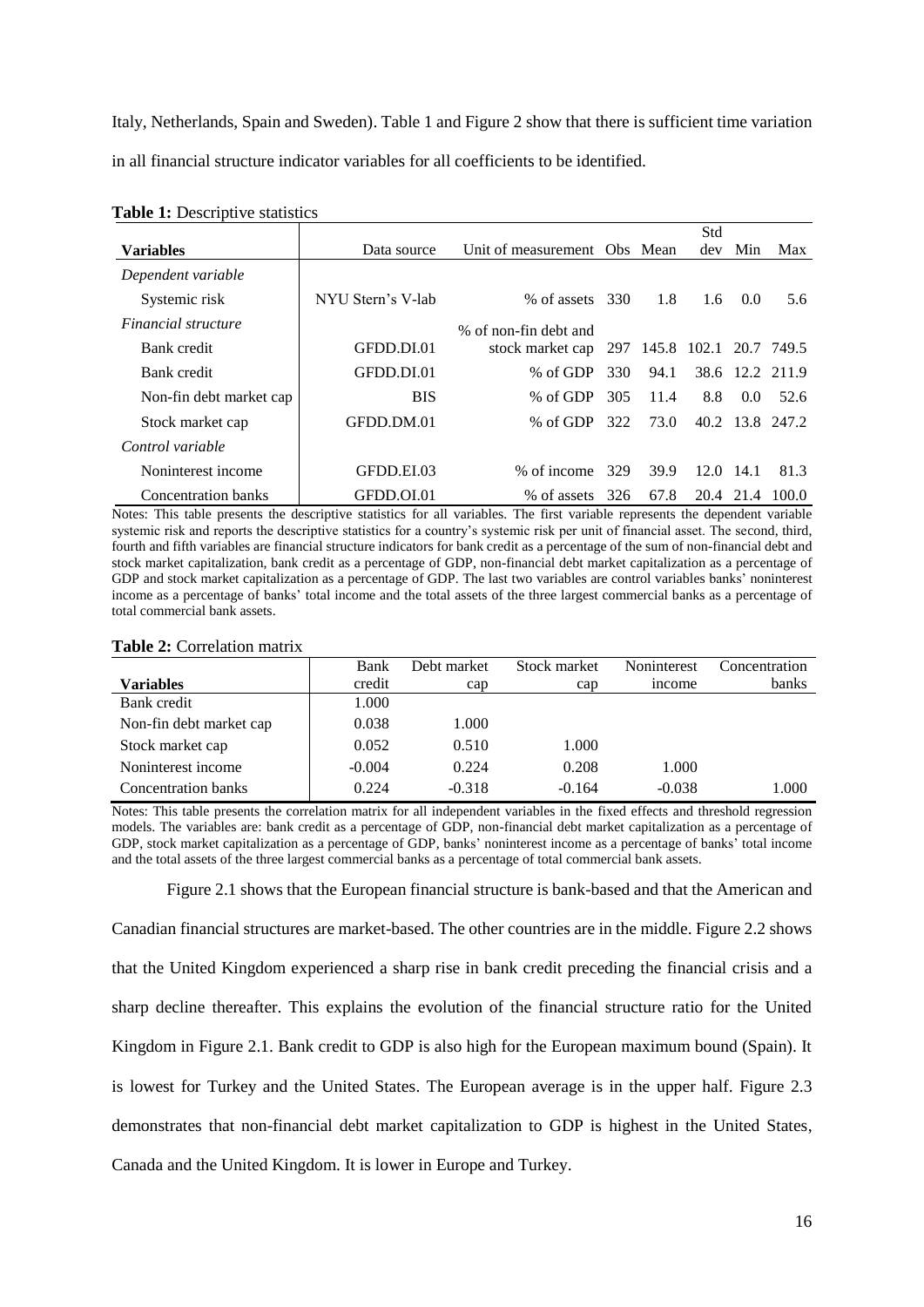Italy, Netherlands, Spain and Sweden). Table 1 and Figure 2 show that there is sufficient time variation in all financial structure indicator variables for all coefficients to be identified.

**Table 1:** Descriptive statistics

| Variables | Data source | Unit of measurement | Obs | Mean | Std dev | Min | Max |
|---|---|---|---|---|---|---|---|
| *Dependent variable* | | | | | | | |
| Systemic risk | NYU Stern's V-lab | % of assets | 330 | 1.8 | 1.6 | 0.0 | 5.6 |
| *Financial structure* | | | | | | | |
| Bank credit | GFDD.DI.01 | % of non-fin debt and stock market cap | 297 | 145.8 | 102.1 | 20.7 | 749.5 |
| Bank credit | GFDD.DI.01 | % of GDP | 330 | 94.1 | 38.6 | 12.2 | 211.9 |
| Non-fin debt market cap | BIS | % of GDP | 305 | 11.4 | 8.8 | 0.0 | 52.6 |
| Stock market cap | GFDD.DM.01 | % of GDP | 322 | 73.0 | 40.2 | 13.8 | 247.2 |
| *Control variable* | | | | | | | |
| Noninterest income | GFDD.EI.03 | % of income | 329 | 39.9 | 12.0 | 14.1 | 81.3 |
| Concentration banks | GFDD.OI.01 | % of assets | 326 | 67.8 | 20.4 | 21.4 | 100.0 |

Notes: This table presents the descriptive statistics for all variables. The first variable represents the dependent variable systemic risk and reports the descriptive statistics for a country's systemic risk per unit of financial asset. The second, third, fourth and fifth variables are financial structure indicators for bank credit as a percentage of the sum of non-financial debt and stock market capitalization, bank credit as a percentage of GDP, non-financial debt market capitalization as a percentage of GDP and stock market capitalization as a percentage of GDP. The last two variables are control variables banks' noninterest income as a percentage of banks' total income and the total assets of the three largest commercial banks as a percentage of total commercial bank assets.

**Table 2:** Correlation matrix

| Variables | Bank credit | Debt market cap | Stock market cap | Noninterest income | Concentration banks |
|---|---|---|---|---|---|
| Bank credit | 1.000 | | | | |
| Non-fin debt market cap | 0.038 | 1.000 | | | |
| Stock market cap | 0.052 | 0.510 | 1.000 | | |
| Noninterest income | -0.004 | 0.224 | 0.208 | 1.000 | |
| Concentration banks | 0.224 | -0.318 | -0.164 | -0.038 | 1.000 |

Notes: This table presents the correlation matrix for all independent variables in the fixed effects and threshold regression models. The variables are: bank credit as a percentage of GDP, non-financial debt market capitalization as a percentage of GDP, stock market capitalization as a percentage of GDP, banks' noninterest income as a percentage of banks' total income and the total assets of the three largest commercial banks as a percentage of total commercial bank assets.

Figure 2.1 shows that the European financial structure is bank-based and that the American and Canadian financial structures are market-based. The other countries are in the middle. Figure 2.2 shows that the United Kingdom experienced a sharp rise in bank credit preceding the financial crisis and a sharp decline thereafter. This explains the evolution of the financial structure ratio for the United Kingdom in Figure 2.1. Bank credit to GDP is also high for the European maximum bound (Spain). It is lowest for Turkey and the United States. The European average is in the upper half. Figure 2.3 demonstrates that non-financial debt market capitalization to GDP is highest in the United States, Canada and the United Kingdom. It is lower in Europe and Turkey.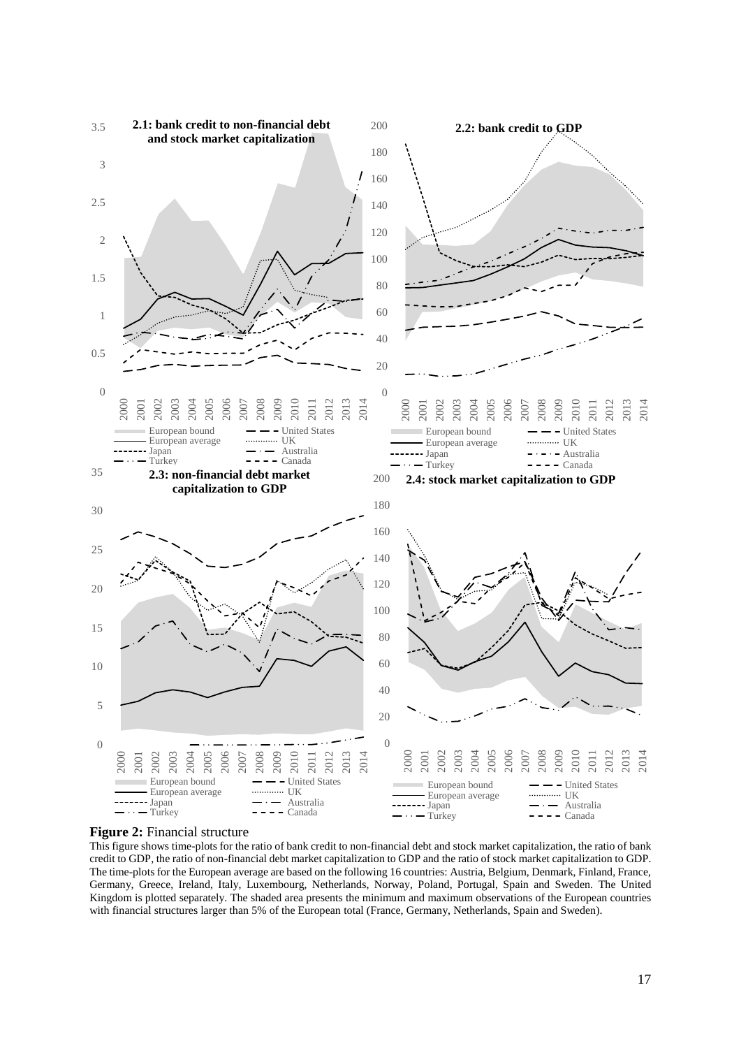**Figure 2:** Financial structure

This figure shows time-plots for the ratio of bank credit to non-financial debt and stock market capitalization, the ratio of bank credit to GDP, the ratio of non-financial debt market capitalization to GDP and the ratio of stock market capitalization to GDP. The time-plots for the European average are based on the following 16 countries: Austria, Belgium, Denmark, Finland, France, Germany, Greece, Ireland, Italy, Luxembourg, Netherlands, Norway, Poland, Portugal, Spain and Sweden. The United Kingdom is plotted separately. The shaded area presents the minimum and maximum observations of the European countries with financial structures larger than 5% of the European total (France, Germany, Netherlands, Spain and Sweden).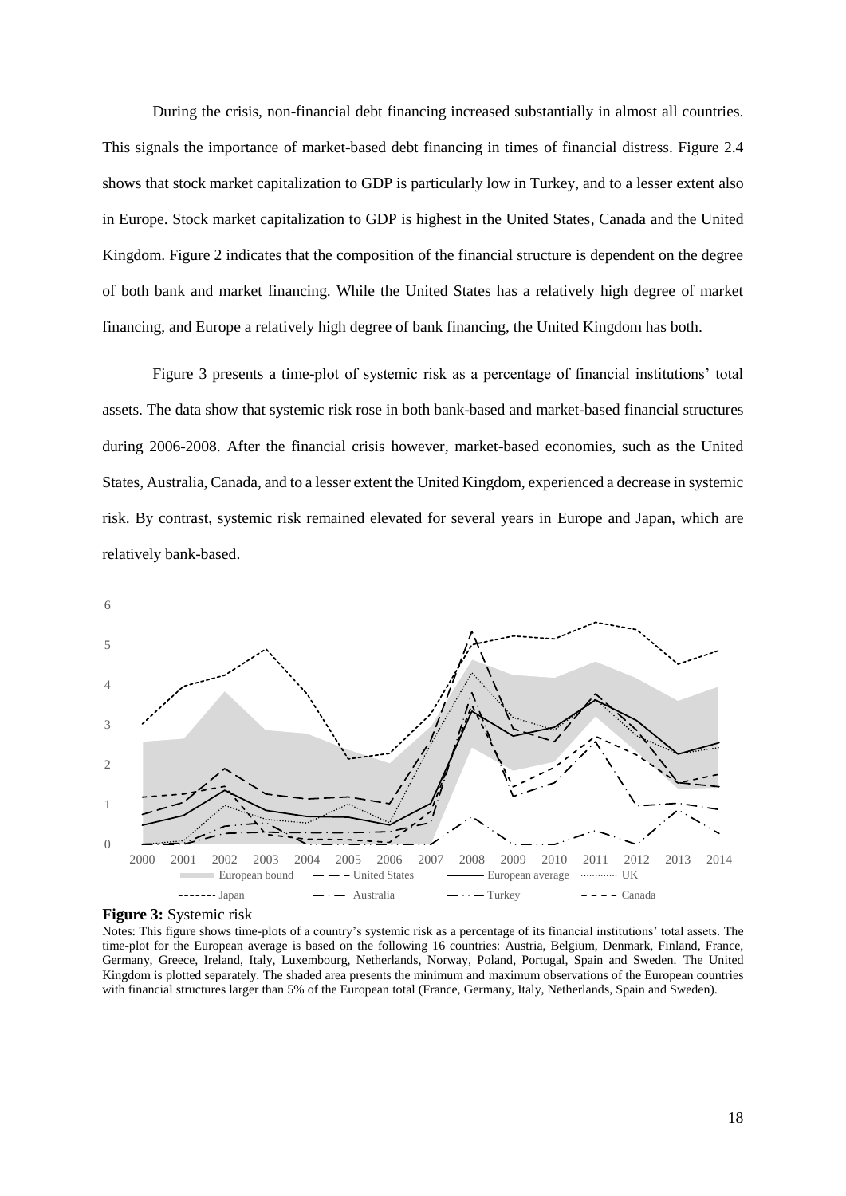During the crisis, non-financial debt financing increased substantially in almost all countries. This signals the importance of market-based debt financing in times of financial distress. Figure 2.4 shows that stock market capitalization to GDP is particularly low in Turkey, and to a lesser extent also in Europe. Stock market capitalization to GDP is highest in the United States, Canada and the United Kingdom. Figure 2 indicates that the composition of the financial structure is dependent on the degree of both bank and market financing. While the United States has a relatively high degree of market financing, and Europe a relatively high degree of bank financing, the United Kingdom has both.

Figure 3 presents a time-plot of systemic risk as a percentage of financial institutions' total assets. The data show that systemic risk rose in both bank-based and market-based financial structures during 2006-2008. After the financial crisis however, market-based economies, such as the United States, Australia, Canada, and to a lesser extent the United Kingdom, experienced a decrease in systemic risk. By contrast, systemic risk remained elevated for several years in Europe and Japan, which are relatively bank-based.

**Figure 3:** Systemic risk

Notes: This figure shows time-plots of a country's systemic risk as a percentage of its financial institutions' total assets. The time-plot for the European average is based on the following 16 countries: Austria, Belgium, Denmark, Finland, France, Germany, Greece, Ireland, Italy, Luxembourg, Netherlands, Norway, Poland, Portugal, Spain and Sweden. The United Kingdom is plotted separately. The shaded area presents the minimum and maximum observations of the European countries with financial structures larger than 5% of the European total (France, Germany, Italy, Netherlands, Spain and Sweden).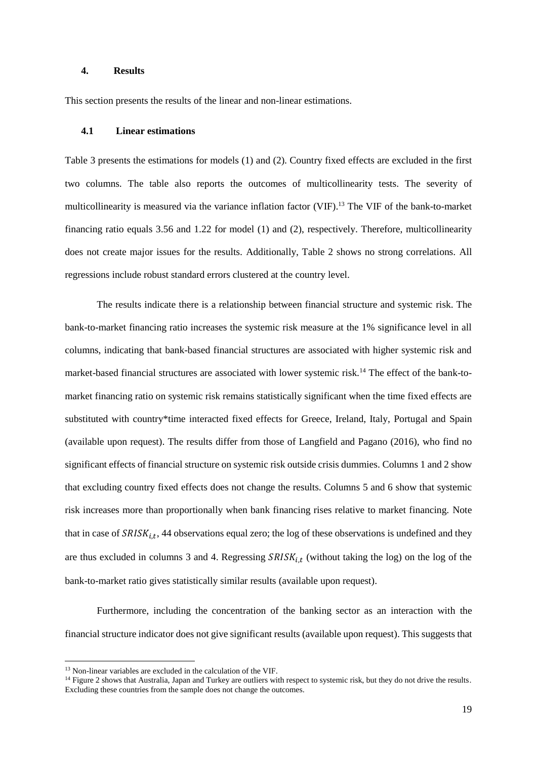## 4. Results

This section presents the results of the linear and non-linear estimations.

### 4.1 Linear estimations

Table 3 presents the estimations for models (1) and (2). Country fixed effects are excluded in the first two columns. The table also reports the outcomes of multicollinearity tests. The severity of multicollinearity is measured via the variance inflation factor (VIF).[13] The VIF of the bank-to-market financing ratio equals 3.56 and 1.22 for model (1) and (2), respectively. Therefore, multicollinearity does not create major issues for the results. Additionally, Table 2 shows no strong correlations. All regressions include robust standard errors clustered at the country level.

The results indicate there is a relationship between financial structure and systemic risk. The bank-to-market financing ratio increases the systemic risk measure at the 1% significance level in all columns, indicating that bank-based financial structures are associated with higher systemic risk and market-based financial structures are associated with lower systemic risk.[14] The effect of the bank-to-market financing ratio on systemic risk remains statistically significant when the time fixed effects are substituted with country*time interacted fixed effects for Greece, Ireland, Italy, Portugal and Spain (available upon request). The results differ from those of Langfield and Pagano (2016), who find no significant effects of financial structure on systemic risk outside crisis dummies. Columns 1 and 2 show that excluding country fixed effects does not change the results. Columns 5 and 6 show that systemic risk increases more than proportionally when bank financing rises relative to market financing. Note that in case of $SRISK_{i,t}$, 44 observations equal zero; the log of these observations is undefined and they are thus excluded in columns 3 and 4. Regressing $SRISK_{i,t}$ (without taking the log) on the log of the bank-to-market ratio gives statistically similar results (available upon request).

Furthermore, including the concentration of the banking sector as an interaction with the financial structure indicator does not give significant results (available upon request). This suggests that

[13] Non-linear variables are excluded in the calculation of the VIF.

[14] Figure 2 shows that Australia, Japan and Turkey are outliers with respect to systemic risk, but they do not drive the results. Excluding these countries from the sample does not change the outcomes.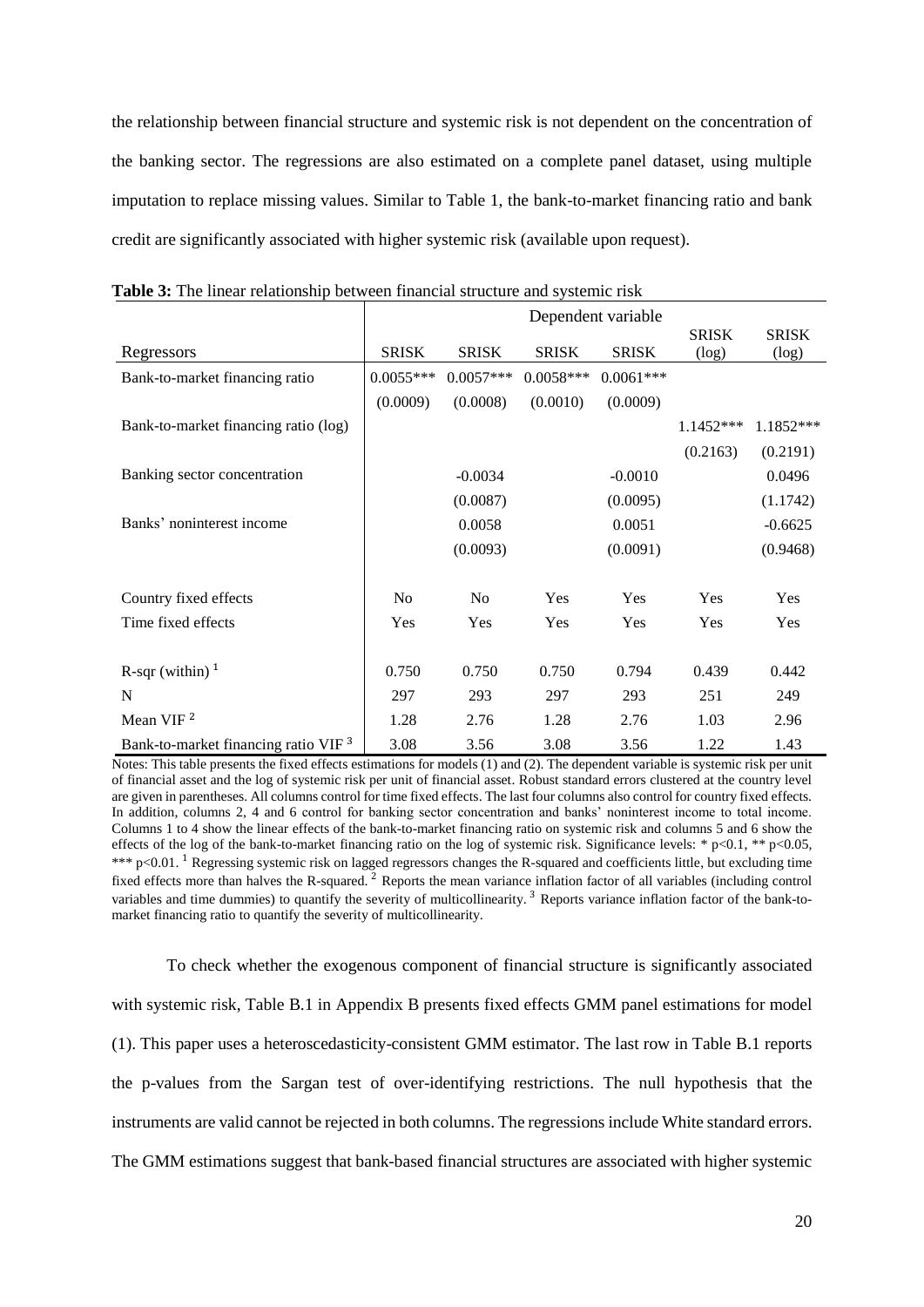the relationship between financial structure and systemic risk is not dependent on the concentration of the banking sector. The regressions are also estimated on a complete panel dataset, using multiple imputation to replace missing values. Similar to Table 1, the bank-to-market financing ratio and bank credit are significantly associated with higher systemic risk (available upon request).

**Table 3:** The linear relationship between financial structure and systemic risk

| | Dependent variable | | | | | |
|---|---|---|---|---|---|---|
| Regressors | SRISK | SRISK | SRISK | SRISK | SRISK (log) | SRISK (log) |
| Bank-to-market financing ratio | 0.0055*** | 0.0057*** | 0.0058*** | 0.0061*** | | |
| | (0.0009) | (0.0008) | (0.0010) | (0.0009) | | |
| Bank-to-market financing ratio (log) | | | | | 1.1452*** | 1.1852*** |
| | | | | | (0.2163) | (0.2191) |
| Banking sector concentration | | -0.0034 | | -0.0010 | | 0.0496 |
| | | (0.0087) | | (0.0095) | | (1.1742) |
| Banks' noninterest income | | 0.0058 | | 0.0051 | | -0.6625 |
| | | (0.0093) | | (0.0091) | | (0.9468) |
| Country fixed effects | No | No | Yes | Yes | Yes | Yes |
| Time fixed effects | Yes | Yes | Yes | Yes | Yes | Yes |
| R-sqr (within) [1] | 0.750 | 0.750 | 0.750 | 0.794 | 0.439 | 0.442 |
| N | 297 | 293 | 297 | 293 | 251 | 249 |
| Mean VIF [2] | 1.28 | 2.76 | 1.28 | 2.76 | 1.03 | 2.96 |
| Bank-to-market financing ratio VIF [3] | 3.08 | 3.56 | 3.08 | 3.56 | 1.22 | 1.43 |

Notes: This table presents the fixed effects estimations for models (1) and (2). The dependent variable is systemic risk per unit of financial asset and the log of systemic risk per unit of financial asset. Robust standard errors clustered at the country level are given in parentheses. All columns control for time fixed effects. The last four columns also control for country fixed effects. In addition, columns 2, 4 and 6 control for banking sector concentration and banks' noninterest income to total income. Columns 1 to 4 show the linear effects of the bank-to-market financing ratio on systemic risk and columns 5 and 6 show the effects of the log of the bank-to-market financing ratio on the log of systemic risk. Significance levels: * $p<0.1$, ** $p<0.05$, *** $p<0.01$. [1] Regressing systemic risk on lagged regressors changes the R-squared and coefficients little, but excluding time fixed effects more than halves the R-squared. [2] Reports the mean variance inflation factor of all variables (including control variables and time dummies) to quantify the severity of multicollinearity. [3] Reports variance inflation factor of the bank-to-market financing ratio to quantify the severity of multicollinearity.

To check whether the exogenous component of financial structure is significantly associated with systemic risk, Table B.1 in Appendix B presents fixed effects GMM panel estimations for model (1). This paper uses a heteroscedasticity-consistent GMM estimator. The last row in Table B.1 reports the p-values from the Sargan test of over-identifying restrictions. The null hypothesis that the instruments are valid cannot be rejected in both columns. The regressions include White standard errors. The GMM estimations suggest that bank-based financial structures are associated with higher systemic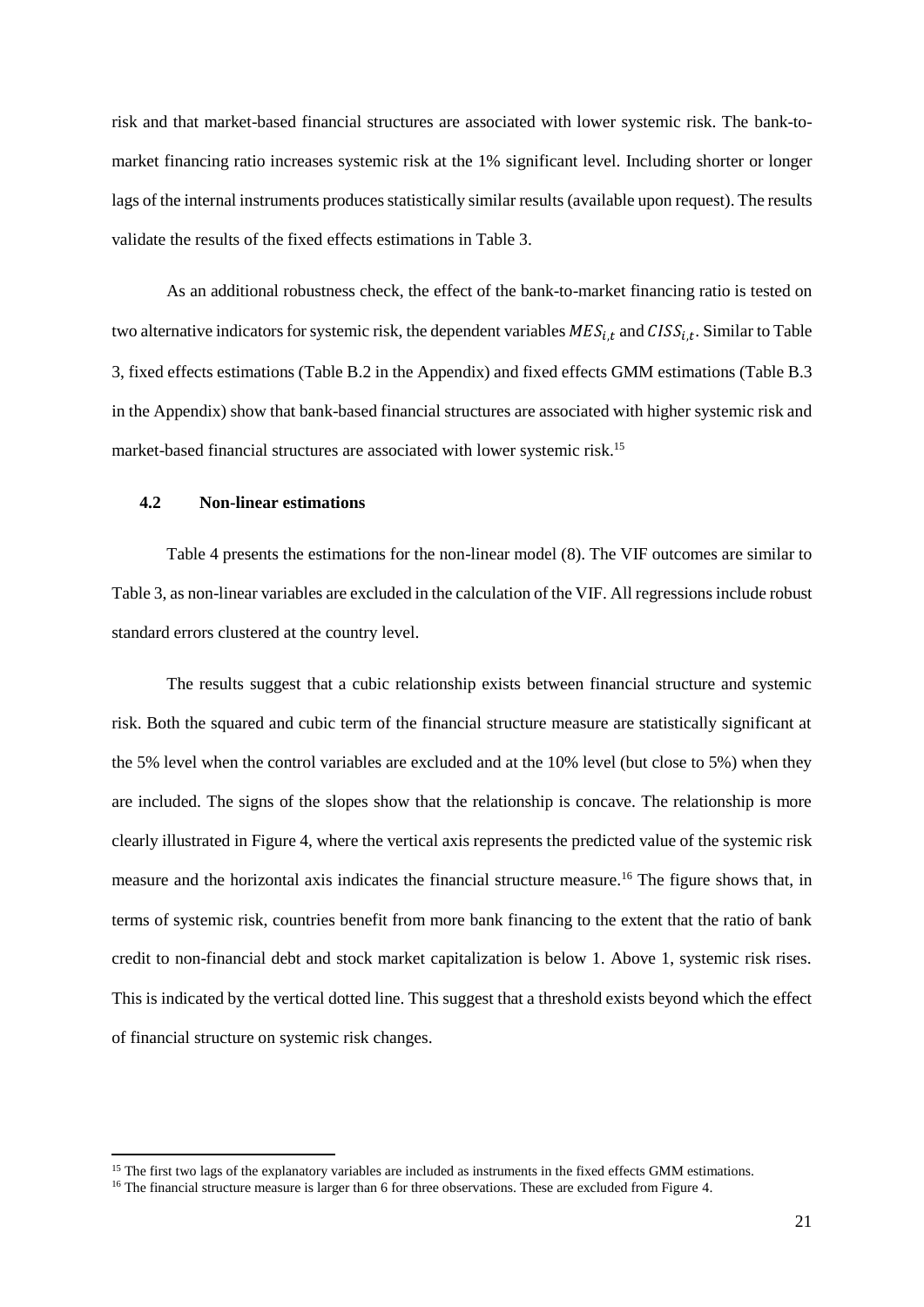risk and that market-based financial structures are associated with lower systemic risk. The bank-to-market financing ratio increases systemic risk at the 1% significant level. Including shorter or longer lags of the internal instruments produces statistically similar results (available upon request). The results validate the results of the fixed effects estimations in Table 3.

As an additional robustness check, the effect of the bank-to-market financing ratio is tested on two alternative indicators for systemic risk, the dependent variables $MES_{i,t}$ and $CISS_{i,t}$. Similar to Table 3, fixed effects estimations (Table B.2 in the Appendix) and fixed effects GMM estimations (Table B.3 in the Appendix) show that bank-based financial structures are associated with higher systemic risk and market-based financial structures are associated with lower systemic risk.[15]

### 4.2 Non-linear estimations

Table 4 presents the estimations for the non-linear model (8). The VIF outcomes are similar to Table 3, as non-linear variables are excluded in the calculation of the VIF. All regressions include robust standard errors clustered at the country level.

The results suggest that a cubic relationship exists between financial structure and systemic risk. Both the squared and cubic term of the financial structure measure are statistically significant at the 5% level when the control variables are excluded and at the 10% level (but close to 5%) when they are included. The signs of the slopes show that the relationship is concave. The relationship is more clearly illustrated in Figure 4, where the vertical axis represents the predicted value of the systemic risk measure and the horizontal axis indicates the financial structure measure.[16] The figure shows that, in terms of systemic risk, countries benefit from more bank financing to the extent that the ratio of bank credit to non-financial debt and stock market capitalization is below 1. Above 1, systemic risk rises. This is indicated by the vertical dotted line. This suggest that a threshold exists beyond which the effect of financial structure on systemic risk changes.

---

[15] The first two lags of the explanatory variables are included as instruments in the fixed effects GMM estimations.

[16] The financial structure measure is larger than 6 for three observations. These are excluded from Figure 4.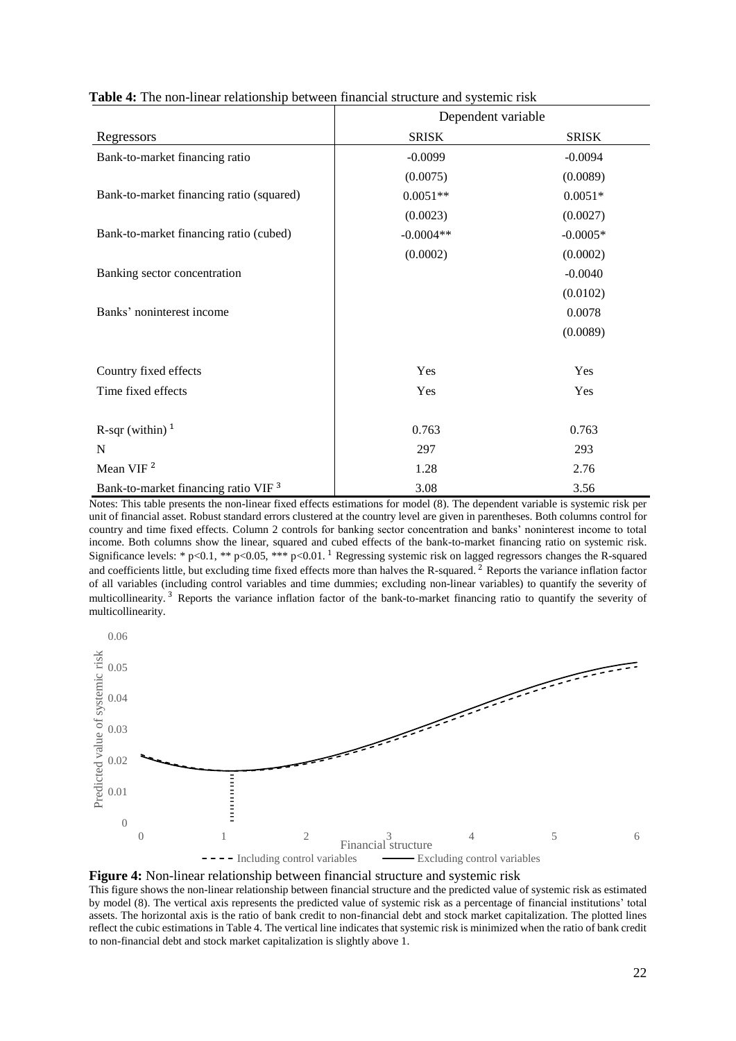**Table 4:** The non-linear relationship between financial structure and systemic risk

| | Dependent variable | |
|---|---|---|
| Regressors | SRISK | SRISK |
| Bank-to-market financing ratio | -0.0099 | -0.0094 |
| | (0.0075) | (0.0089) |
| Bank-to-market financing ratio (squared) | 0.0051** | 0.0051* |
| | (0.0023) | (0.0027) |
| Bank-to-market financing ratio (cubed) | -0.0004** | -0.0005* |
| | (0.0002) | (0.0002) |
| Banking sector concentration | | -0.0040 |
| | | (0.0102) |
| Banks' noninterest income | | 0.0078 |
| | | (0.0089) |
| Country fixed effects | Yes | Yes |
| Time fixed effects | Yes | Yes |
| R-sqr (within) [1] | 0.763 | 0.763 |
| N | 297 | 293 |
| Mean VIF [2] | 1.28 | 2.76 |
| Bank-to-market financing ratio VIF [3] | 3.08 | 3.56 |

Notes: This table presents the non-linear fixed effects estimations for model (8). The dependent variable is systemic risk per unit of financial asset. Robust standard errors clustered at the country level are given in parentheses. Both columns control for country and time fixed effects. Column 2 controls for banking sector concentration and banks' noninterest income to total income. Both columns show the linear, squared and cubed effects of the bank-to-market financing ratio on systemic risk. Significance levels: * p<0.1, ** p<0.05, *** p<0.01. [1] Regressing systemic risk on lagged regressors changes the R-squared and coefficients little, but excluding time fixed effects more than halves the R-squared. [2] Reports the variance inflation factor of all variables (including control variables and time dummies; excluding non-linear variables) to quantify the severity of multicollinearity. [3] Reports the variance inflation factor of the bank-to-market financing ratio to quantify the severity of multicollinearity.

**Figure 4:** Non-linear relationship between financial structure and systemic risk

This figure shows the non-linear relationship between financial structure and the predicted value of systemic risk as estimated by model (8). The vertical axis represents the predicted value of systemic risk as a percentage of financial institutions' total assets. The horizontal axis is the ratio of bank credit to non-financial debt and stock market capitalization. The plotted lines reflect the cubic estimations in Table 4. The vertical line indicates that systemic risk is minimized when the ratio of bank credit to non-financial debt and stock market capitalization is slightly above 1.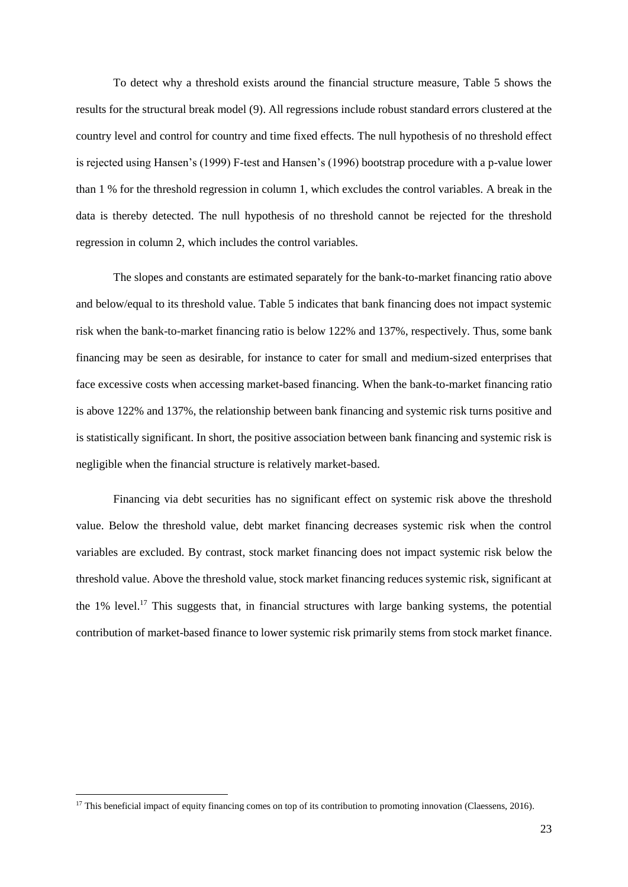To detect why a threshold exists around the financial structure measure, Table 5 shows the results for the structural break model (9). All regressions include robust standard errors clustered at the country level and control for country and time fixed effects. The null hypothesis of no threshold effect is rejected using Hansen's (1999) F-test and Hansen's (1996) bootstrap procedure with a p-value lower than 1 % for the threshold regression in column 1, which excludes the control variables. A break in the data is thereby detected. The null hypothesis of no threshold cannot be rejected for the threshold regression in column 2, which includes the control variables.

The slopes and constants are estimated separately for the bank-to-market financing ratio above and below/equal to its threshold value. Table 5 indicates that bank financing does not impact systemic risk when the bank-to-market financing ratio is below 122% and 137%, respectively. Thus, some bank financing may be seen as desirable, for instance to cater for small and medium-sized enterprises that face excessive costs when accessing market-based financing. When the bank-to-market financing ratio is above 122% and 137%, the relationship between bank financing and systemic risk turns positive and is statistically significant. In short, the positive association between bank financing and systemic risk is negligible when the financial structure is relatively market-based.

Financing via debt securities has no significant effect on systemic risk above the threshold value. Below the threshold value, debt market financing decreases systemic risk when the control variables are excluded. By contrast, stock market financing does not impact systemic risk below the threshold value. Above the threshold value, stock market financing reduces systemic risk, significant at the 1% level.[17] This suggests that, in financial structures with large banking systems, the potential contribution of market-based finance to lower systemic risk primarily stems from stock market finance.

[17] This beneficial impact of equity financing comes on top of its contribution to promoting innovation (Claessens, 2016).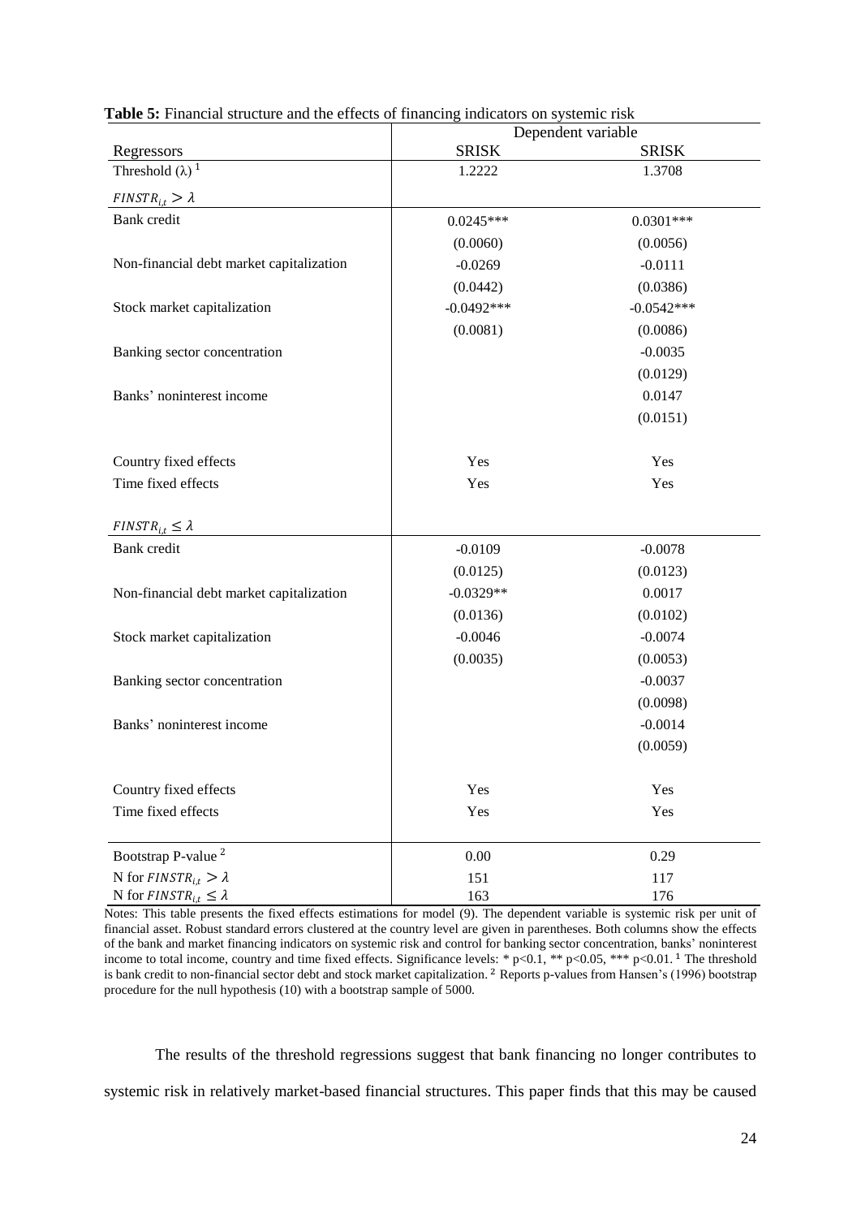**Table 5:** Financial structure and the effects of financing indicators on systemic risk

| | Dependent variable | |
|---|---|---|
| Regressors | SRISK | SRISK |
| Threshold (λ) [1] | 1.2222 | 1.3708 |
| $FINSTR_{i,t} > \lambda$ | | |
| Bank credit | 0.0245*** | 0.0301*** |
| | (0.0060) | (0.0056) |
| Non-financial debt market capitalization | -0.0269 | -0.0111 |
| | (0.0442) | (0.0386) |
| Stock market capitalization | -0.0492*** | -0.0542*** |
| | (0.0081) | (0.0086) |
| Banking sector concentration | | -0.0035 |
| | | (0.0129) |
| Banks' noninterest income | | 0.0147 |
| | | (0.0151) |
| Country fixed effects | Yes | Yes |
| Time fixed effects | Yes | Yes |
| $FINSTR_{i,t} \leq \lambda$ | | |
| Bank credit | -0.0109 | -0.0078 |
| | (0.0125) | (0.0123) |
| Non-financial debt market capitalization | -0.0329** | 0.0017 |
| | (0.0136) | (0.0102) |
| Stock market capitalization | -0.0046 | -0.0074 |
| | (0.0035) | (0.0053) |
| Banking sector concentration | | -0.0037 |
| | | (0.0098) |
| Banks' noninterest income | | -0.0014 |
| | | (0.0059) |
| Country fixed effects | Yes | Yes |
| Time fixed effects | Yes | Yes |
| Bootstrap P-value [2] | 0.00 | 0.29 |
| N for $FINSTR_{i,t} > \lambda$ | 151 | 117 |
| N for $FINSTR_{i,t} \leq \lambda$ | 163 | 176 |

Notes: This table presents the fixed effects estimations for model (9). The dependent variable is systemic risk per unit of financial asset. Robust standard errors clustered at the country level are given in parentheses. Both columns show the effects of the bank and market financing indicators on systemic risk and control for banking sector concentration, banks' noninterest income to total income, country and time fixed effects. Significance levels: * p<0.1, ** p<0.05, *** p<0.01. [1] The threshold is bank credit to non-financial sector debt and stock market capitalization. [2] Reports p-values from Hansen's (1996) bootstrap procedure for the null hypothesis (10) with a bootstrap sample of 5000.

The results of the threshold regressions suggest that bank financing no longer contributes to systemic risk in relatively market-based financial structures. This paper finds that this may be caused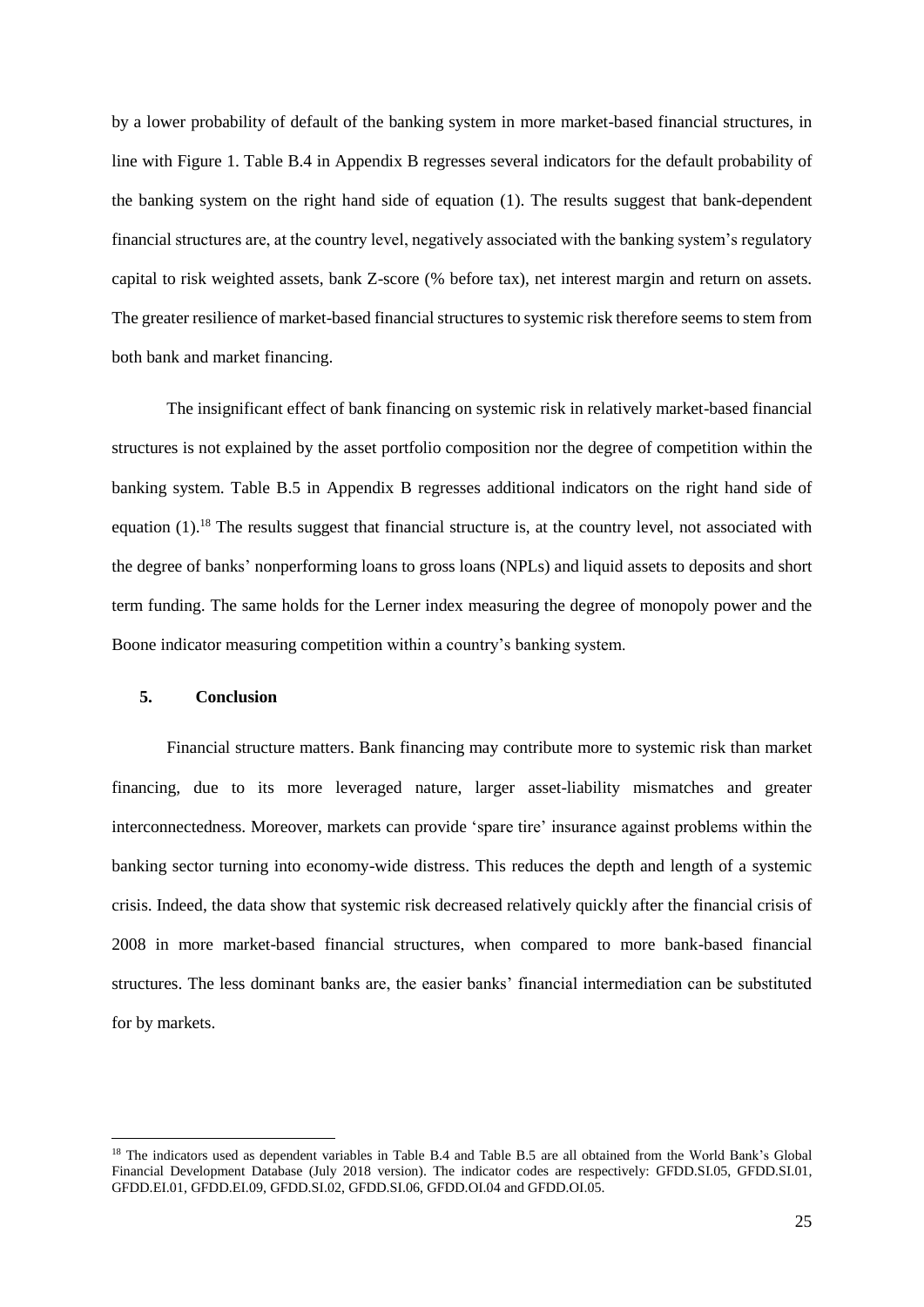by a lower probability of default of the banking system in more market-based financial structures, in line with Figure 1. Table B.4 in Appendix B regresses several indicators for the default probability of the banking system on the right hand side of equation (1). The results suggest that bank-dependent financial structures are, at the country level, negatively associated with the banking system's regulatory capital to risk weighted assets, bank Z-score (% before tax), net interest margin and return on assets. The greater resilience of market-based financial structures to systemic risk therefore seems to stem from both bank and market financing.

The insignificant effect of bank financing on systemic risk in relatively market-based financial structures is not explained by the asset portfolio composition nor the degree of competition within the banking system. Table B.5 in Appendix B regresses additional indicators on the right hand side of equation (1).[18] The results suggest that financial structure is, at the country level, not associated with the degree of banks' nonperforming loans to gross loans (NPLs) and liquid assets to deposits and short term funding. The same holds for the Lerner index measuring the degree of monopoly power and the Boone indicator measuring competition within a country's banking system.

## 5. Conclusion

Financial structure matters. Bank financing may contribute more to systemic risk than market financing, due to its more leveraged nature, larger asset-liability mismatches and greater interconnectedness. Moreover, markets can provide 'spare tire' insurance against problems within the banking sector turning into economy-wide distress. This reduces the depth and length of a systemic crisis. Indeed, the data show that systemic risk decreased relatively quickly after the financial crisis of 2008 in more market-based financial structures, when compared to more bank-based financial structures. The less dominant banks are, the easier banks' financial intermediation can be substituted for by markets.

[18] The indicators used as dependent variables in Table B.4 and Table B.5 are all obtained from the World Bank's Global Financial Development Database (July 2018 version). The indicator codes are respectively: GFDD.SI.05, GFDD.SI.01, GFDD.EI.01, GFDD.EI.09, GFDD.SI.02, GFDD.SI.06, GFDD.OI.04 and GFDD.OI.05.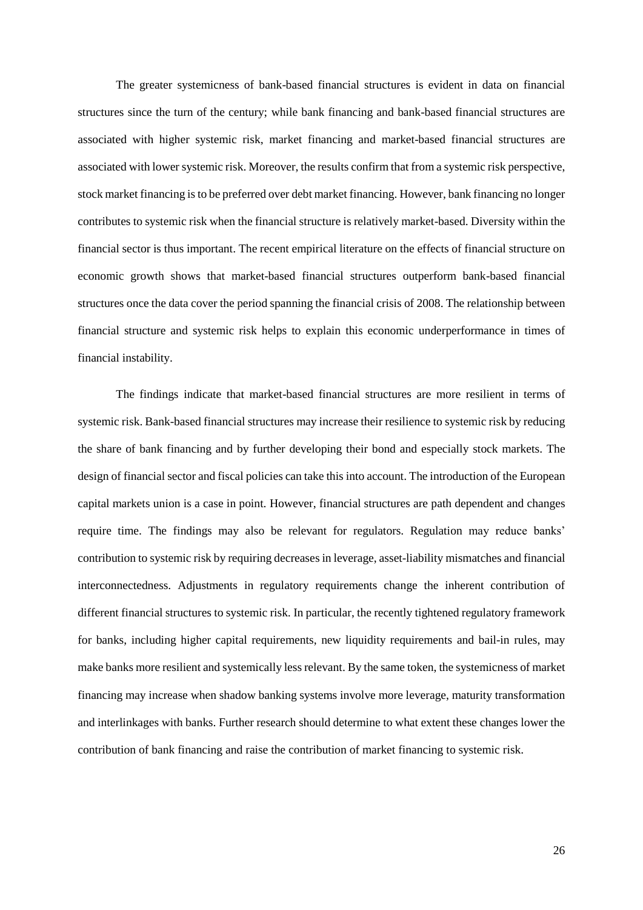The greater systemicness of bank-based financial structures is evident in data on financial structures since the turn of the century; while bank financing and bank-based financial structures are associated with higher systemic risk, market financing and market-based financial structures are associated with lower systemic risk. Moreover, the results confirm that from a systemic risk perspective, stock market financing is to be preferred over debt market financing. However, bank financing no longer contributes to systemic risk when the financial structure is relatively market-based. Diversity within the financial sector is thus important. The recent empirical literature on the effects of financial structure on economic growth shows that market-based financial structures outperform bank-based financial structures once the data cover the period spanning the financial crisis of 2008. The relationship between financial structure and systemic risk helps to explain this economic underperformance in times of financial instability.

The findings indicate that market-based financial structures are more resilient in terms of systemic risk. Bank-based financial structures may increase their resilience to systemic risk by reducing the share of bank financing and by further developing their bond and especially stock markets. The design of financial sector and fiscal policies can take this into account. The introduction of the European capital markets union is a case in point. However, financial structures are path dependent and changes require time. The findings may also be relevant for regulators. Regulation may reduce banks' contribution to systemic risk by requiring decreases in leverage, asset-liability mismatches and financial interconnectedness. Adjustments in regulatory requirements change the inherent contribution of different financial structures to systemic risk. In particular, the recently tightened regulatory framework for banks, including higher capital requirements, new liquidity requirements and bail-in rules, may make banks more resilient and systemically less relevant. By the same token, the systemicness of market financing may increase when shadow banking systems involve more leverage, maturity transformation and interlinkages with banks. Further research should determine to what extent these changes lower the contribution of bank financing and raise the contribution of market financing to systemic risk.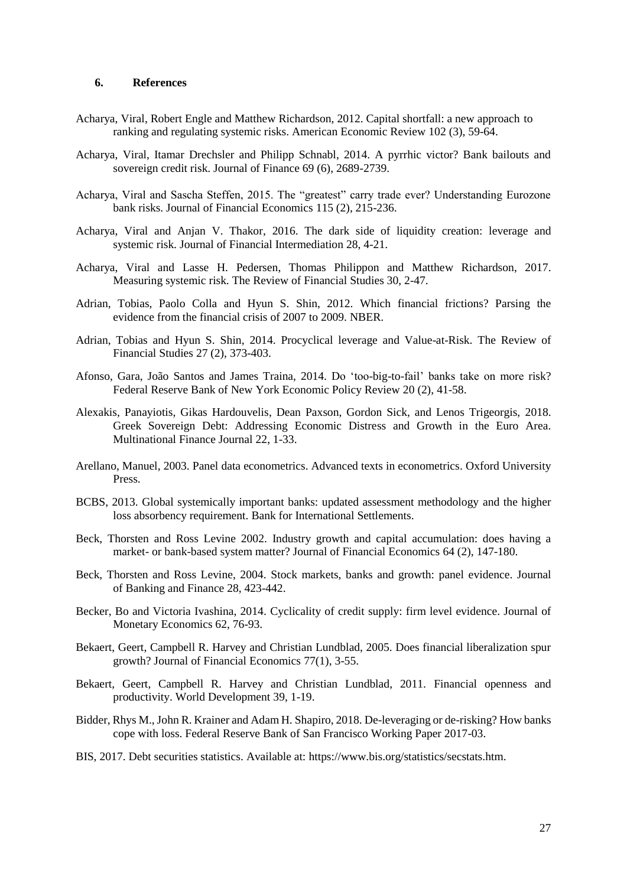## 6. References

Acharya, Viral, Robert Engle and Matthew Richardson, 2012. Capital shortfall: a new approach to ranking and regulating systemic risks. American Economic Review 102 (3), 59-64.

Acharya, Viral, Itamar Drechsler and Philipp Schnabl, 2014. A pyrrhic victor? Bank bailouts and sovereign credit risk. Journal of Finance 69 (6), 2689-2739.

Acharya, Viral and Sascha Steffen, 2015. The "greatest" carry trade ever? Understanding Eurozone bank risks. Journal of Financial Economics 115 (2), 215-236.

Acharya, Viral and Anjan V. Thakor, 2016. The dark side of liquidity creation: leverage and systemic risk. Journal of Financial Intermediation 28, 4-21.

Acharya, Viral and Lasse H. Pedersen, Thomas Philippon and Matthew Richardson, 2017. Measuring systemic risk. The Review of Financial Studies 30, 2-47.

Adrian, Tobias, Paolo Colla and Hyun S. Shin, 2012. Which financial frictions? Parsing the evidence from the financial crisis of 2007 to 2009. NBER.

Adrian, Tobias and Hyun S. Shin, 2014. Procyclical leverage and Value-at-Risk. The Review of Financial Studies 27 (2), 373-403.

Afonso, Gara, João Santos and James Traina, 2014. Do 'too-big-to-fail' banks take on more risk? Federal Reserve Bank of New York Economic Policy Review 20 (2), 41-58.

Alexakis, Panayiotis, Gikas Hardouvelis, Dean Paxson, Gordon Sick, and Lenos Trigeorgis, 2018. Greek Sovereign Debt: Addressing Economic Distress and Growth in the Euro Area. Multinational Finance Journal 22, 1-33.

Arellano, Manuel, 2003. Panel data econometrics. Advanced texts in econometrics. Oxford University Press.

BCBS, 2013. Global systemically important banks: updated assessment methodology and the higher loss absorbency requirement. Bank for International Settlements.

Beck, Thorsten and Ross Levine 2002. Industry growth and capital accumulation: does having a market- or bank-based system matter? Journal of Financial Economics 64 (2), 147-180.

Beck, Thorsten and Ross Levine, 2004. Stock markets, banks and growth: panel evidence. Journal of Banking and Finance 28, 423-442.

Becker, Bo and Victoria Ivashina, 2014. Cyclicality of credit supply: firm level evidence. Journal of Monetary Economics 62, 76-93.

Bekaert, Geert, Campbell R. Harvey and Christian Lundblad, 2005. Does financial liberalization spur growth? Journal of Financial Economics 77(1), 3-55.

Bekaert, Geert, Campbell R. Harvey and Christian Lundblad, 2011. Financial openness and productivity. World Development 39, 1-19.

Bidder, Rhys M., John R. Krainer and Adam H. Shapiro, 2018. De-leveraging or de-risking? How banks cope with loss. Federal Reserve Bank of San Francisco Working Paper 2017-03.

BIS, 2017. Debt securities statistics. Available at: https://www.bis.org/statistics/secstats.htm.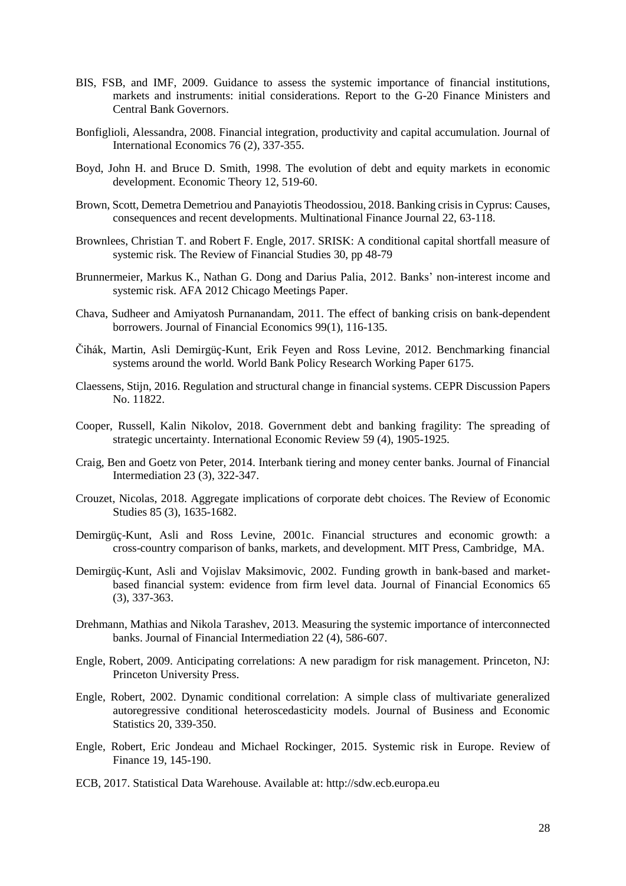BIS, FSB, and IMF, 2009. Guidance to assess the systemic importance of financial institutions, markets and instruments: initial considerations. Report to the G-20 Finance Ministers and Central Bank Governors.

Bonfiglioli, Alessandra, 2008. Financial integration, productivity and capital accumulation. Journal of International Economics 76 (2), 337-355.

Boyd, John H. and Bruce D. Smith, 1998. The evolution of debt and equity markets in economic development. Economic Theory 12, 519-60.

Brown, Scott, Demetra Demetriou and Panayiotis Theodossiou, 2018. Banking crisis in Cyprus: Causes, consequences and recent developments. Multinational Finance Journal 22, 63-118.

Brownlees, Christian T. and Robert F. Engle, 2017. SRISK: A conditional capital shortfall measure of systemic risk. The Review of Financial Studies 30, pp 48-79

Brunnermeier, Markus K., Nathan G. Dong and Darius Palia, 2012. Banks' non-interest income and systemic risk. AFA 2012 Chicago Meetings Paper.

Chava, Sudheer and Amiyatosh Purnanandam, 2011. The effect of banking crisis on bank-dependent borrowers. Journal of Financial Economics 99(1), 116-135.

Čihák, Martin, Asli Demirgüç-Kunt, Erik Feyen and Ross Levine, 2012. Benchmarking financial systems around the world. World Bank Policy Research Working Paper 6175.

Claessens, Stijn, 2016. Regulation and structural change in financial systems. CEPR Discussion Papers No. 11822.

Cooper, Russell, Kalin Nikolov, 2018. Government debt and banking fragility: The spreading of strategic uncertainty. International Economic Review 59 (4), 1905-1925.

Craig, Ben and Goetz von Peter, 2014. Interbank tiering and money center banks. Journal of Financial Intermediation 23 (3), 322-347.

Crouzet, Nicolas, 2018. Aggregate implications of corporate debt choices. The Review of Economic Studies 85 (3), 1635-1682.

Demirgüç-Kunt, Asli and Ross Levine, 2001c. Financial structures and economic growth: a cross-country comparison of banks, markets, and development. MIT Press, Cambridge, MA.

Demirgüç-Kunt, Asli and Vojislav Maksimovic, 2002. Funding growth in bank-based and market-based financial system: evidence from firm level data. Journal of Financial Economics 65 (3), 337-363.

Drehmann, Mathias and Nikola Tarashev, 2013. Measuring the systemic importance of interconnected banks. Journal of Financial Intermediation 22 (4), 586-607.

Engle, Robert, 2009. Anticipating correlations: A new paradigm for risk management. Princeton, NJ: Princeton University Press.

Engle, Robert, 2002. Dynamic conditional correlation: A simple class of multivariate generalized autoregressive conditional heteroscedasticity models. Journal of Business and Economic Statistics 20, 339-350.

Engle, Robert, Eric Jondeau and Michael Rockinger, 2015. Systemic risk in Europe. Review of Finance 19, 145-190.

ECB, 2017. Statistical Data Warehouse. Available at: http://sdw.ecb.europa.eu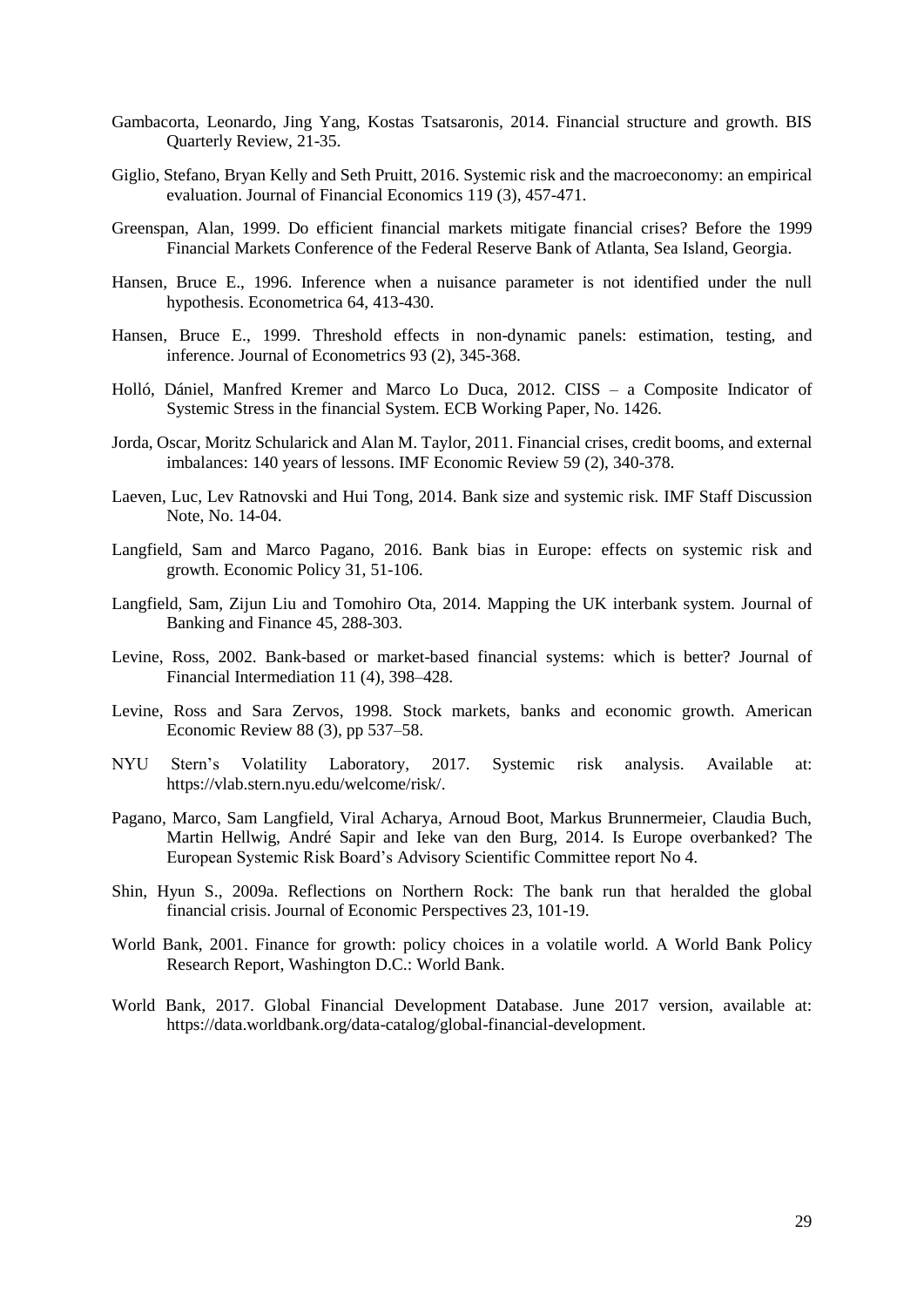Gambacorta, Leonardo, Jing Yang, Kostas Tsatsaronis, 2014. Financial structure and growth. BIS Quarterly Review, 21-35.

Giglio, Stefano, Bryan Kelly and Seth Pruitt, 2016. Systemic risk and the macroeconomy: an empirical evaluation. Journal of Financial Economics 119 (3), 457-471.

Greenspan, Alan, 1999. Do efficient financial markets mitigate financial crises? Before the 1999 Financial Markets Conference of the Federal Reserve Bank of Atlanta, Sea Island, Georgia.

Hansen, Bruce E., 1996. Inference when a nuisance parameter is not identified under the null hypothesis. Econometrica 64, 413-430.

Hansen, Bruce E., 1999. Threshold effects in non-dynamic panels: estimation, testing, and inference. Journal of Econometrics 93 (2), 345-368.

Holló, Dániel, Manfred Kremer and Marco Lo Duca, 2012. CISS – a Composite Indicator of Systemic Stress in the financial System. ECB Working Paper, No. 1426.

Jorda, Oscar, Moritz Schularick and Alan M. Taylor, 2011. Financial crises, credit booms, and external imbalances: 140 years of lessons. IMF Economic Review 59 (2), 340-378.

Laeven, Luc, Lev Ratnovski and Hui Tong, 2014. Bank size and systemic risk. IMF Staff Discussion Note, No. 14-04.

Langfield, Sam and Marco Pagano, 2016. Bank bias in Europe: effects on systemic risk and growth. Economic Policy 31, 51-106.

Langfield, Sam, Zijun Liu and Tomohiro Ota, 2014. Mapping the UK interbank system. Journal of Banking and Finance 45, 288-303.

Levine, Ross, 2002. Bank-based or market-based financial systems: which is better? Journal of Financial Intermediation 11 (4), 398–428.

Levine, Ross and Sara Zervos, 1998. Stock markets, banks and economic growth. American Economic Review 88 (3), pp 537–58.

NYU Stern's Volatility Laboratory, 2017. Systemic risk analysis. Available at: https://vlab.stern.nyu.edu/welcome/risk/.

Pagano, Marco, Sam Langfield, Viral Acharya, Arnoud Boot, Markus Brunnermeier, Claudia Buch, Martin Hellwig, André Sapir and Ieke van den Burg, 2014. Is Europe overbanked? The European Systemic Risk Board's Advisory Scientific Committee report No 4.

Shin, Hyun S., 2009a. Reflections on Northern Rock: The bank run that heralded the global financial crisis. Journal of Economic Perspectives 23, 101-19.

World Bank, 2001. Finance for growth: policy choices in a volatile world. A World Bank Policy Research Report, Washington D.C.: World Bank.

World Bank, 2017. Global Financial Development Database. June 2017 version, available at: https://data.worldbank.org/data-catalog/global-financial-development.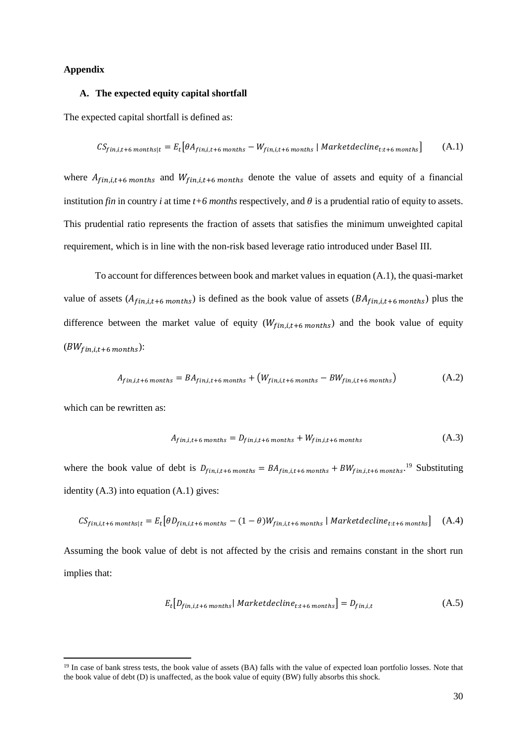**Appendix**

## A. The expected equity capital shortfall

The expected capital shortfall is defined as:

$$CS_{fin,i,t+6\ months|t} = E_t\left[\theta A_{fin,i,t+6\ months} - W_{fin,i,t+6\ months} \mid Marketdecline_{t:t+6\ months}\right] \qquad \text{(A.1)}$$

where $A_{fin,i,t+6\ months}$ and $W_{fin,i,t+6\ months}$ denote the value of assets and equity of a financial institution *fin* in country *i* at time *t+6 months* respectively, and $\theta$ is a prudential ratio of equity to assets. This prudential ratio represents the fraction of assets that satisfies the minimum unweighted capital requirement, which is in line with the non-risk based leverage ratio introduced under Basel III.

To account for differences between book and market values in equation (A.1), the quasi-market value of assets ($A_{fin,i,t+6\ months}$) is defined as the book value of assets ($BA_{fin,i,t+6\ months}$) plus the difference between the market value of equity ($W_{fin,i,t+6\ months}$) and the book value of equity ($BW_{fin,i,t+6\ months}$):

$$A_{fin,i,t+6\ months} = BA_{fin,i,t+6\ months} + \left(W_{fin,i,t+6\ months} - BW_{fin,i,t+6\ months}\right) \qquad \text{(A.2)}$$

which can be rewritten as:

$$A_{fin,i,t+6\ months} = D_{fin,i,t+6\ months} + W_{fin,i,t+6\ months} \qquad \text{(A.3)}$$

where the book value of debt is $D_{fin,i,t+6\ months} = BA_{fin,i,t+6\ months} + BW_{fin,i,t+6\ months}$.[19] Substituting identity (A.3) into equation (A.1) gives:

$$CS_{fin,i,t+6\ months|t} = E_t\left[\theta D_{fin,i,t+6\ months} - (1-\theta) W_{fin,i,t+6\ months} \mid Marketdecline_{t:t+6\ months}\right] \qquad \text{(A.4)}$$

Assuming the book value of debt is not affected by the crisis and remains constant in the short run implies that:

$$E_t\left[D_{fin,i,t+6\ months} \mid Marketdecline_{t:t+6\ months}\right] = D_{fin,i,t} \qquad \text{(A.5)}$$

---

[19] In case of bank stress tests, the book value of assets (BA) falls with the value of expected loan portfolio losses. Note that the book value of debt (D) is unaffected, as the book value of equity (BW) fully absorbs this shock.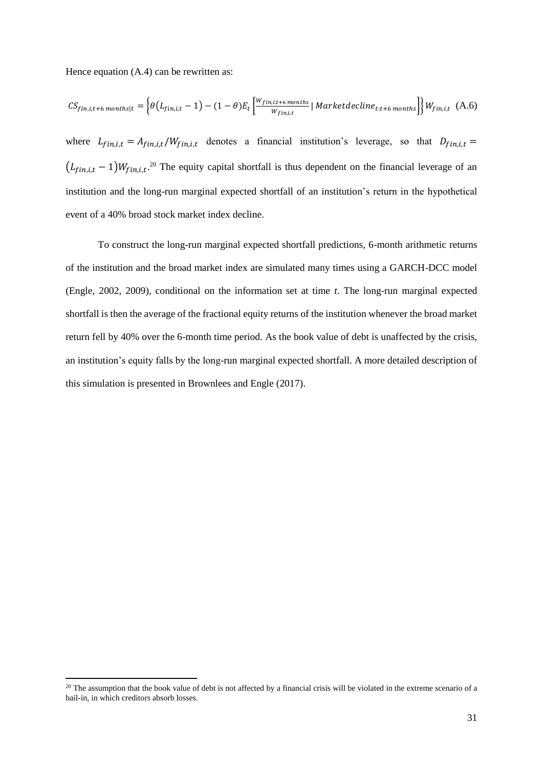Hence equation (A.4) can be rewritten as:

$$CS_{fin,i,t+6\,months|t} = \left\{\theta\left(L_{fin,i,t} - 1\right) - (1-\theta)E_t\left[\frac{W_{fin,i,t+6\,months}}{W_{fin,i,t}} \mid Marketdecline_{t:t+6\,months}\right]\right\} W_{fin,i,t} \quad \text{(A.6)}$$

where $L_{fin,i,t} = A_{fin,i,t}/W_{fin,i,t}$ denotes a financial institution's leverage, so that $D_{fin,i,t} = \left(L_{fin,i,t} - 1\right)W_{fin,i,t}$.[20] The equity capital shortfall is thus dependent on the financial leverage of an institution and the long-run marginal expected shortfall of an institution's return in the hypothetical event of a 40% broad stock market index decline.

To construct the long-run marginal expected shortfall predictions, 6-month arithmetic returns of the institution and the broad market index are simulated many times using a GARCH-DCC model (Engle, 2002, 2009), conditional on the information set at time *t*. The long-run marginal expected shortfall is then the average of the fractional equity returns of the institution whenever the broad market return fell by 40% over the 6-month time period. As the book value of debt is unaffected by the crisis, an institution's equity falls by the long-run marginal expected shortfall. A more detailed description of this simulation is presented in Brownlees and Engle (2017).

[20] The assumption that the book value of debt is not affected by a financial crisis will be violated in the extreme scenario of a bail-in, in which creditors absorb losses.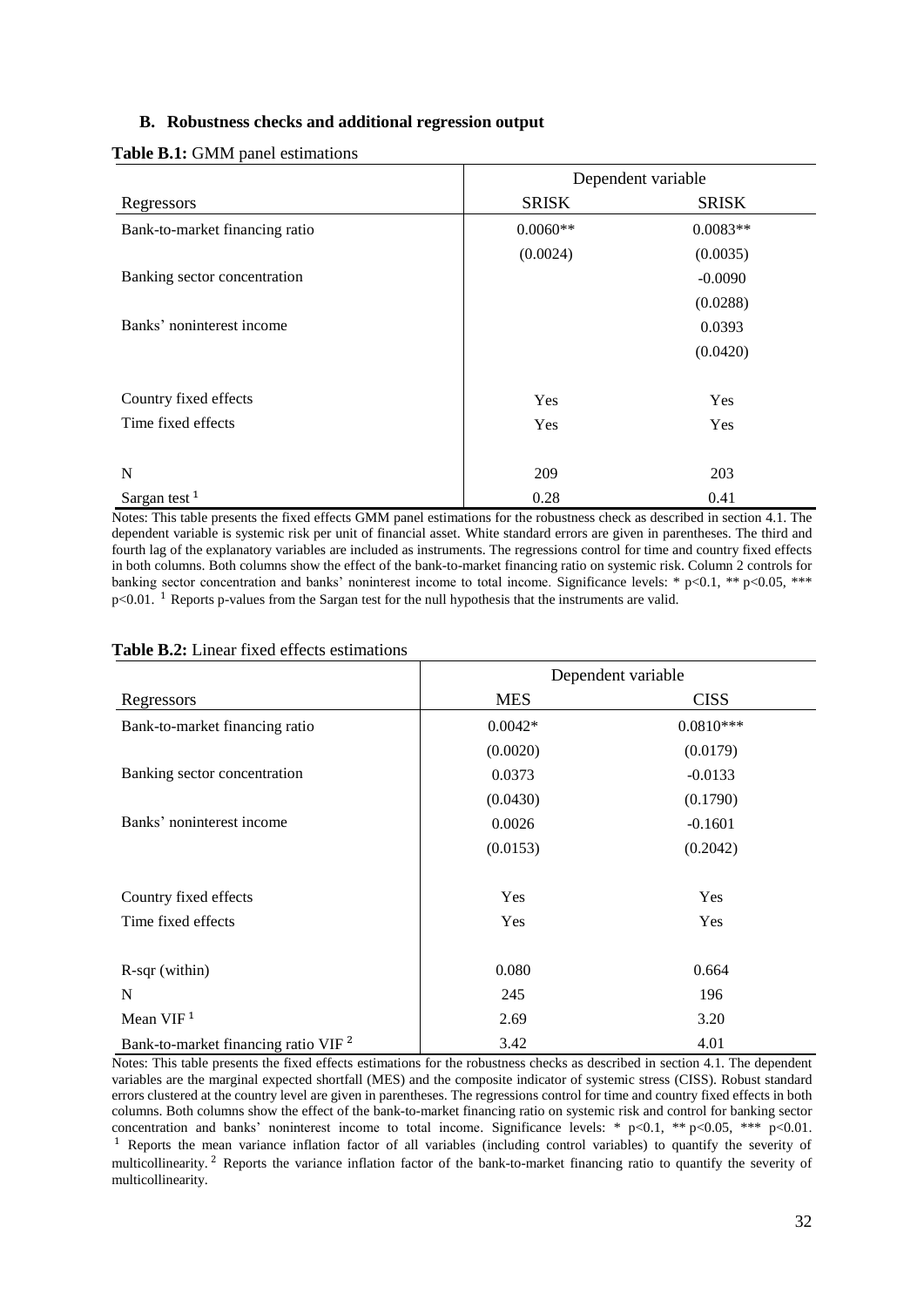## B. Robustness checks and additional regression output

**Table B.1:** GMM panel estimations

| | Dependent variable | |
|---|---|---|
| Regressors | SRISK | SRISK |
| Bank-to-market financing ratio | 0.0060** | 0.0083** |
| | (0.0024) | (0.0035) |
| Banking sector concentration | | -0.0090 |
| | | (0.0288) |
| Banks' noninterest income | | 0.0393 |
| | | (0.0420) |
| | | |
| Country fixed effects | Yes | Yes |
| Time fixed effects | Yes | Yes |
| | | |
| N | 209 | 203 |
| Sargan test [1] | 0.28 | 0.41 |

Notes: This table presents the fixed effects GMM panel estimations for the robustness check as described in section 4.1. The dependent variable is systemic risk per unit of financial asset. White standard errors are given in parentheses. The third and fourth lag of the explanatory variables are included as instruments. The regressions control for time and country fixed effects in both columns. Both columns show the effect of the bank-to-market financing ratio on systemic risk. Column 2 controls for banking sector concentration and banks' noninterest income to total income. Significance levels: * p<0.1, ** p<0.05, *** p<0.01. [1] Reports p-values from the Sargan test for the null hypothesis that the instruments are valid.

**Table B.2:** Linear fixed effects estimations

| | Dependent variable | |
|---|---|---|
| Regressors | MES | CISS |
| Bank-to-market financing ratio | 0.0042* | 0.0810*** |
| | (0.0020) | (0.0179) |
| Banking sector concentration | 0.0373 | -0.0133 |
| | (0.0430) | (0.1790) |
| Banks' noninterest income | 0.0026 | -0.1601 |
| | (0.0153) | (0.2042) |
| | | |
| Country fixed effects | Yes | Yes |
| Time fixed effects | Yes | Yes |
| | | |
| R-sqr (within) | 0.080 | 0.664 |
| N | 245 | 196 |
| Mean VIF [1] | 2.69 | 3.20 |
| Bank-to-market financing ratio VIF [2] | 3.42 | 4.01 |

Notes: This table presents the fixed effects estimations for the robustness checks as described in section 4.1. The dependent variables are the marginal expected shortfall (MES) and the composite indicator of systemic stress (CISS). Robust standard errors clustered at the country level are given in parentheses. The regressions control for time and country fixed effects in both columns. Both columns show the effect of the bank-to-market financing ratio on systemic risk and control for banking sector concentration and banks' noninterest income to total income. Significance levels: * p<0.1, ** p<0.05, *** p<0.01. [1] Reports the mean variance inflation factor of all variables (including control variables) to quantify the severity of multicollinearity. [2] Reports the variance inflation factor of the bank-to-market financing ratio to quantify the severity of multicollinearity.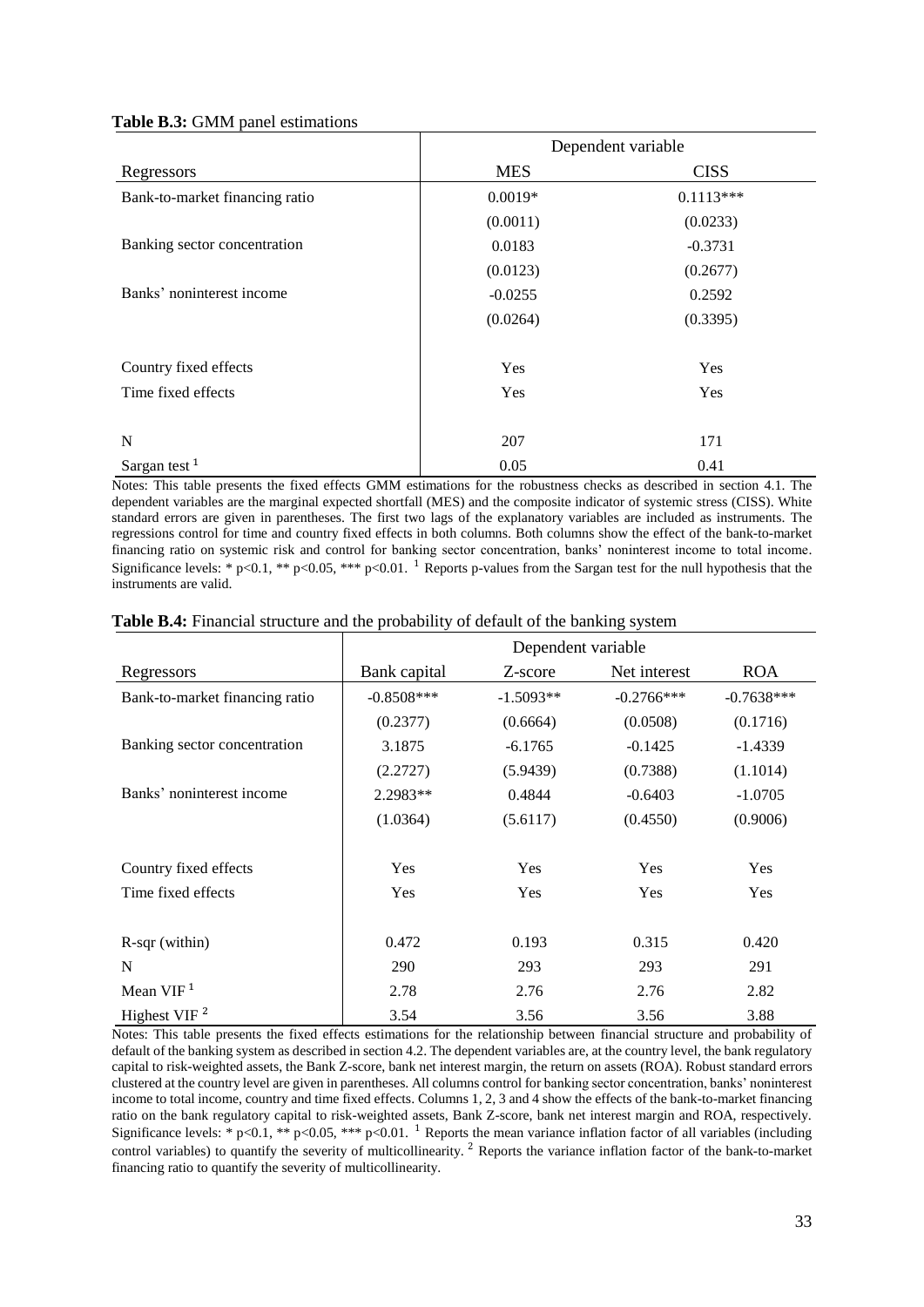**Table B.3:** GMM panel estimations

| | Dependent variable | |
|---|---|---|
| Regressors | MES | CISS |
| Bank-to-market financing ratio | 0.0019* | 0.1113*** |
| | (0.0011) | (0.0233) |
| Banking sector concentration | 0.0183 | -0.3731 |
| | (0.0123) | (0.2677) |
| Banks' noninterest income | -0.0255 | 0.2592 |
| | (0.0264) | (0.3395) |
| Country fixed effects | Yes | Yes |
| Time fixed effects | Yes | Yes |
| N | 207 | 171 |
| Sargan test [1] | 0.05 | 0.41 |

Notes: This table presents the fixed effects GMM estimations for the robustness checks as described in section 4.1. The dependent variables are the marginal expected shortfall (MES) and the composite indicator of systemic stress (CISS). White standard errors are given in parentheses. The first two lags of the explanatory variables are included as instruments. The regressions control for time and country fixed effects in both columns. Both columns show the effect of the bank-to-market financing ratio on systemic risk and control for banking sector concentration, banks' noninterest income to total income. Significance levels: * p<0.1, ** p<0.05, *** p<0.01. [1] Reports p-values from the Sargan test for the null hypothesis that the instruments are valid.

**Table B.4:** Financial structure and the probability of default of the banking system

| | Dependent variable | | | |
|---|---|---|---|---|
| Regressors | Bank capital | Z-score | Net interest | ROA |
| Bank-to-market financing ratio | -0.8508*** | -1.5093** | -0.2766*** | -0.7638*** |
| | (0.2377) | (0.6664) | (0.0508) | (0.1716) |
| Banking sector concentration | 3.1875 | -6.1765 | -0.1425 | -1.4339 |
| | (2.2727) | (5.9439) | (0.7388) | (1.1014) |
| Banks' noninterest income | 2.2983** | 0.4844 | -0.6403 | -1.0705 |
| | (1.0364) | (5.6117) | (0.4550) | (0.9006) |
| Country fixed effects | Yes | Yes | Yes | Yes |
| Time fixed effects | Yes | Yes | Yes | Yes |
| R-sqr (within) | 0.472 | 0.193 | 0.315 | 0.420 |
| N | 290 | 293 | 293 | 291 |
| Mean VIF [1] | 2.78 | 2.76 | 2.76 | 2.82 |
| Highest VIF [2] | 3.54 | 3.56 | 3.56 | 3.88 |

Notes: This table presents the fixed effects estimations for the relationship between financial structure and probability of default of the banking system as described in section 4.2. The dependent variables are, at the country level, the bank regulatory capital to risk-weighted assets, the Bank Z-score, bank net interest margin, the return on assets (ROA). Robust standard errors clustered at the country level are given in parentheses. All columns control for banking sector concentration, banks' noninterest income to total income, country and time fixed effects. Columns 1, 2, 3 and 4 show the effects of the bank-to-market financing ratio on the bank regulatory capital to risk-weighted assets, Bank Z-score, bank net interest margin and ROA, respectively. Significance levels: * p<0.1, ** p<0.05, *** p<0.01. [1] Reports the mean variance inflation factor of all variables (including control variables) to quantify the severity of multicollinearity. [2] Reports the variance inflation factor of the bank-to-market financing ratio to quantify the severity of multicollinearity.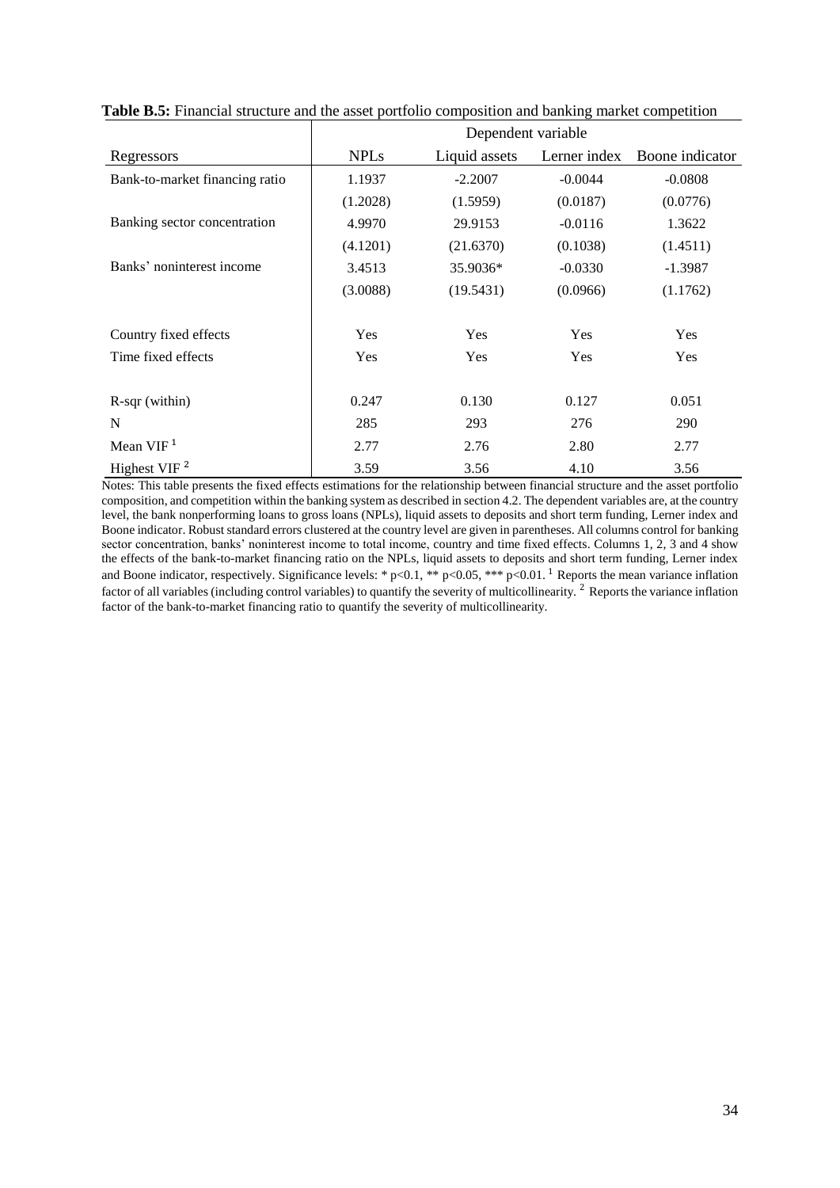**Table B.5:** Financial structure and the asset portfolio composition and banking market competition

| | Dependent variable | | | |
|---|---|---|---|---|
| Regressors | NPLs | Liquid assets | Lerner index | Boone indicator |
| Bank-to-market financing ratio | 1.1937 | -2.2007 | -0.0044 | -0.0808 |
| | (1.2028) | (1.5959) | (0.0187) | (0.0776) |
| Banking sector concentration | 4.9970 | 29.9153 | -0.0116 | 1.3622 |
| | (4.1201) | (21.6370) | (0.1038) | (1.4511) |
| Banks' noninterest income | 3.4513 | 35.9036* | -0.0330 | -1.3987 |
| | (3.0088) | (19.5431) | (0.0966) | (1.1762) |
| | | | | |
| Country fixed effects | Yes | Yes | Yes | Yes |
| Time fixed effects | Yes | Yes | Yes | Yes |
| | | | | |
| R-sqr (within) | 0.247 | 0.130 | 0.127 | 0.051 |
| N | 285 | 293 | 276 | 290 |
| Mean VIF [1] | 2.77 | 2.76 | 2.80 | 2.77 |
| Highest VIF [2] | 3.59 | 3.56 | 4.10 | 3.56 |

Notes: This table presents the fixed effects estimations for the relationship between financial structure and the asset portfolio composition, and competition within the banking system as described in section 4.2. The dependent variables are, at the country level, the bank nonperforming loans to gross loans (NPLs), liquid assets to deposits and short term funding, Lerner index and Boone indicator. Robust standard errors clustered at the country level are given in parentheses. All columns control for banking sector concentration, banks' noninterest income to total income, country and time fixed effects. Columns 1, 2, 3 and 4 show the effects of the bank-to-market financing ratio on the NPLs, liquid assets to deposits and short term funding, Lerner index and Boone indicator, respectively. Significance levels: * $p<0.1$, ** $p<0.05$, *** $p<0.01$. [1] Reports the mean variance inflation factor of all variables (including control variables) to quantify the severity of multicollinearity. [2] Reports the variance inflation factor of the bank-to-market financing ratio to quantify the severity of multicollinearity.